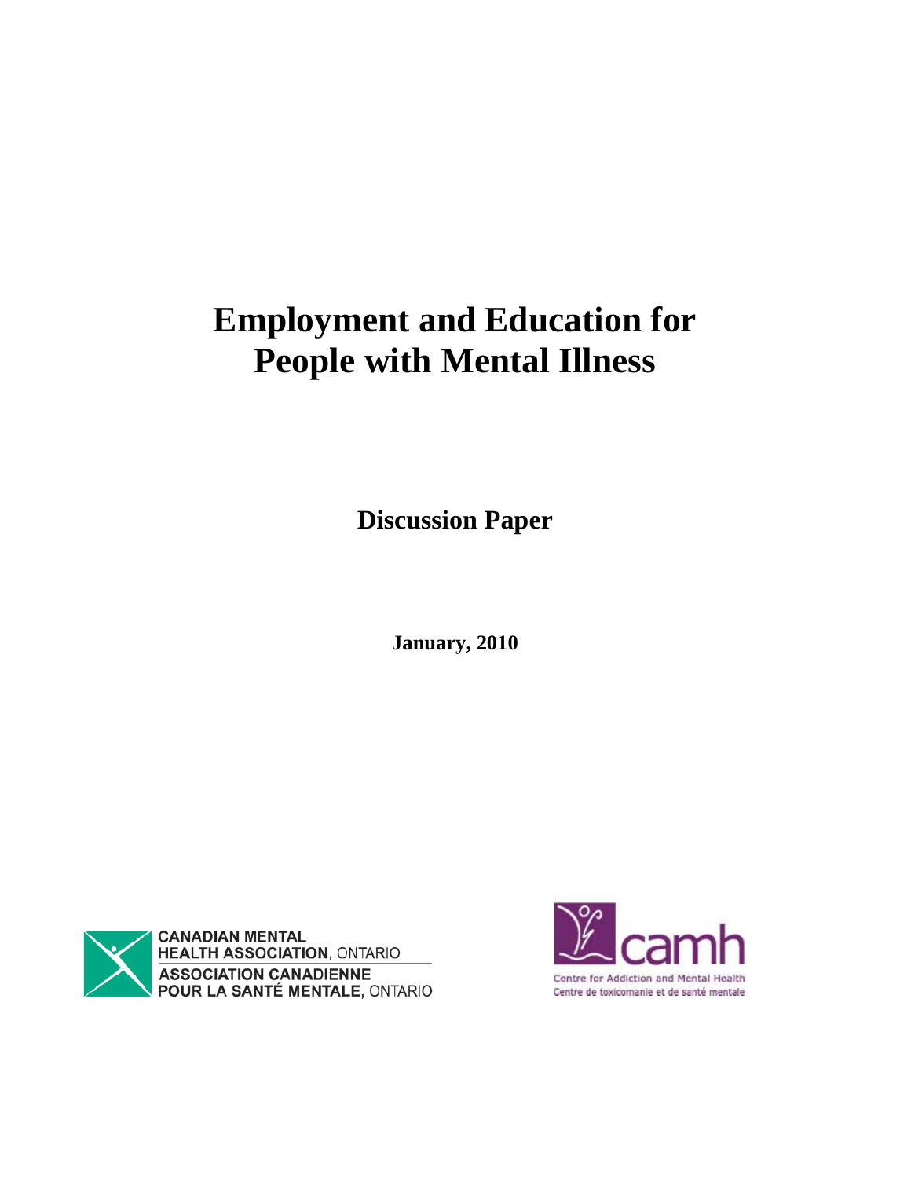# Employment and Education for People with Mental Illness

## Discussion Paper

**January, 2010**

CANADIAN MENTAL HEALTH ASSOCIATION, ONTARIO
ASSOCIATION CANADIENNE POUR LA SANTÉ MENTALE, ONTARIO

camh
Centre for Addiction and Mental Health
Centre de toxicomanie et de santé mentale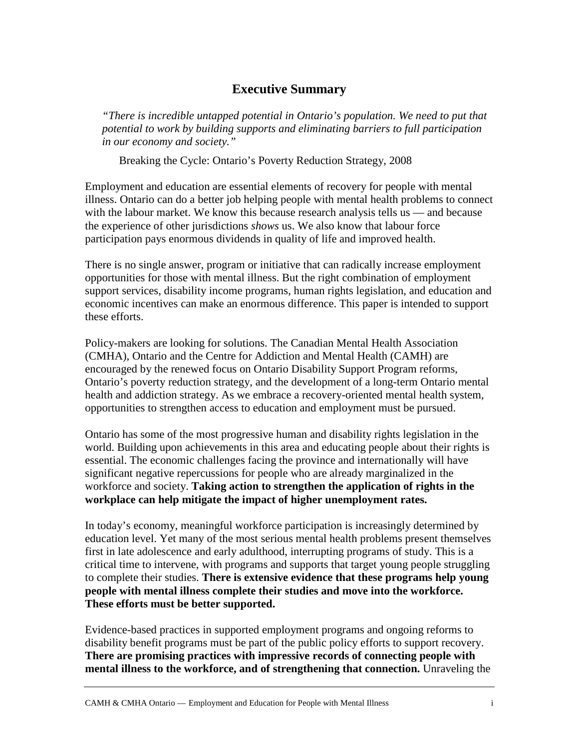# Executive Summary

*"There is incredible untapped potential in Ontario's population. We need to put that potential to work by building supports and eliminating barriers to full participation in our economy and society."*

Breaking the Cycle: Ontario's Poverty Reduction Strategy, 2008

Employment and education are essential elements of recovery for people with mental illness. Ontario can do a better job helping people with mental health problems to connect with the labour market. We know this because research analysis tells us — and because the experience of other jurisdictions *shows* us. We also know that labour force participation pays enormous dividends in quality of life and improved health.

There is no single answer, program or initiative that can radically increase employment opportunities for those with mental illness. But the right combination of employment support services, disability income programs, human rights legislation, and education and economic incentives can make an enormous difference. This paper is intended to support these efforts.

Policy-makers are looking for solutions. The Canadian Mental Health Association (CMHA), Ontario and the Centre for Addiction and Mental Health (CAMH) are encouraged by the renewed focus on Ontario Disability Support Program reforms, Ontario's poverty reduction strategy, and the development of a long-term Ontario mental health and addiction strategy. As we embrace a recovery-oriented mental health system, opportunities to strengthen access to education and employment must be pursued.

Ontario has some of the most progressive human and disability rights legislation in the world. Building upon achievements in this area and educating people about their rights is essential. The economic challenges facing the province and internationally will have significant negative repercussions for people who are already marginalized in the workforce and society. **Taking action to strengthen the application of rights in the workplace can help mitigate the impact of higher unemployment rates.**

In today's economy, meaningful workforce participation is increasingly determined by education level. Yet many of the most serious mental health problems present themselves first in late adolescence and early adulthood, interrupting programs of study. This is a critical time to intervene, with programs and supports that target young people struggling to complete their studies. **There is extensive evidence that these programs help young people with mental illness complete their studies and move into the workforce. These efforts must be better supported.**

Evidence-based practices in supported employment programs and ongoing reforms to disability benefit programs must be part of the public policy efforts to support recovery. **There are promising practices with impressive records of connecting people with mental illness to the workforce, and of strengthening that connection.** Unraveling the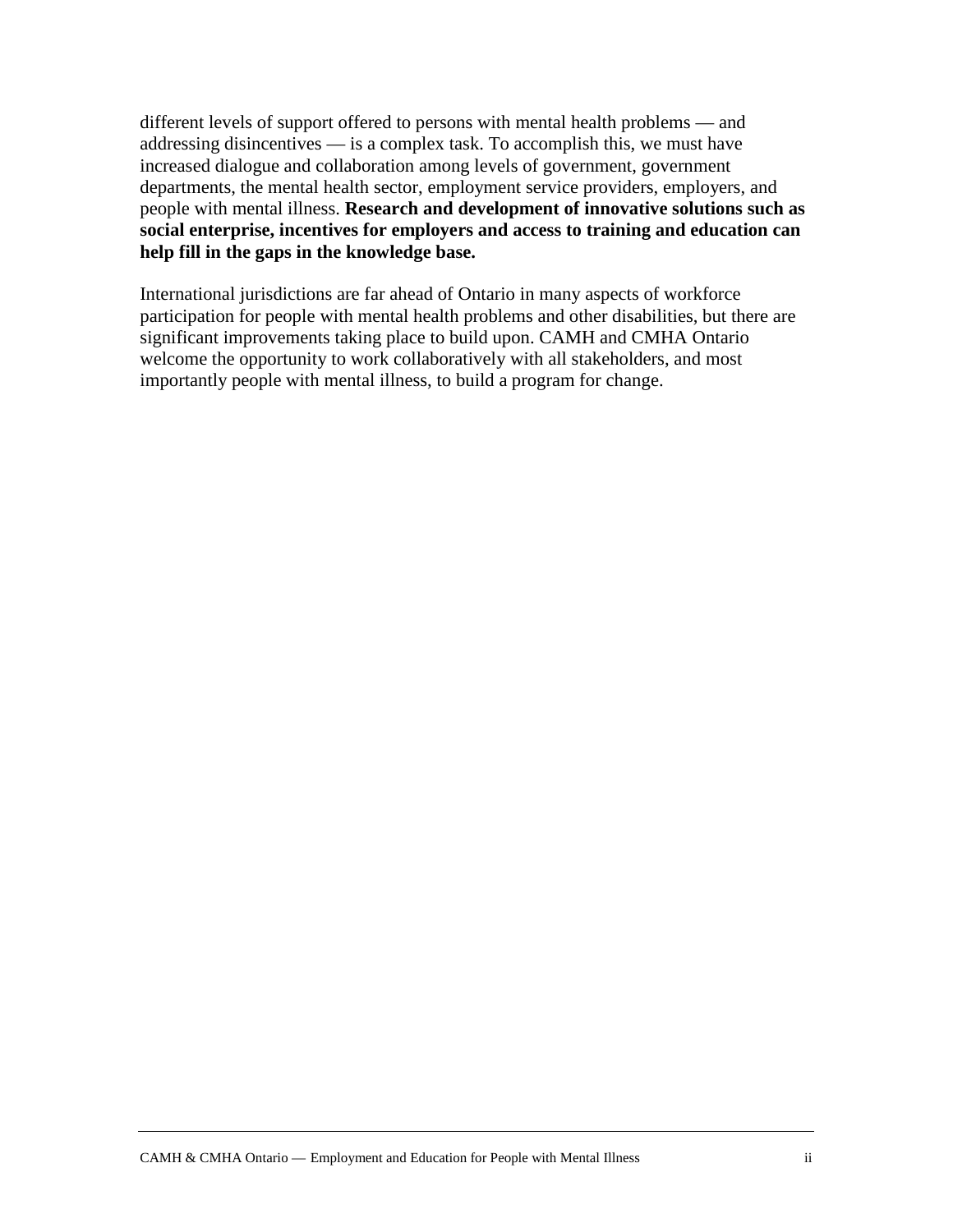different levels of support offered to persons with mental health problems — and addressing disincentives — is a complex task. To accomplish this, we must have increased dialogue and collaboration among levels of government, government departments, the mental health sector, employment service providers, employers, and people with mental illness. **Research and development of innovative solutions such as social enterprise, incentives for employers and access to training and education can help fill in the gaps in the knowledge base.**

International jurisdictions are far ahead of Ontario in many aspects of workforce participation for people with mental health problems and other disabilities, but there are significant improvements taking place to build upon. CAMH and CMHA Ontario welcome the opportunity to work collaboratively with all stakeholders, and most importantly people with mental illness, to build a program for change.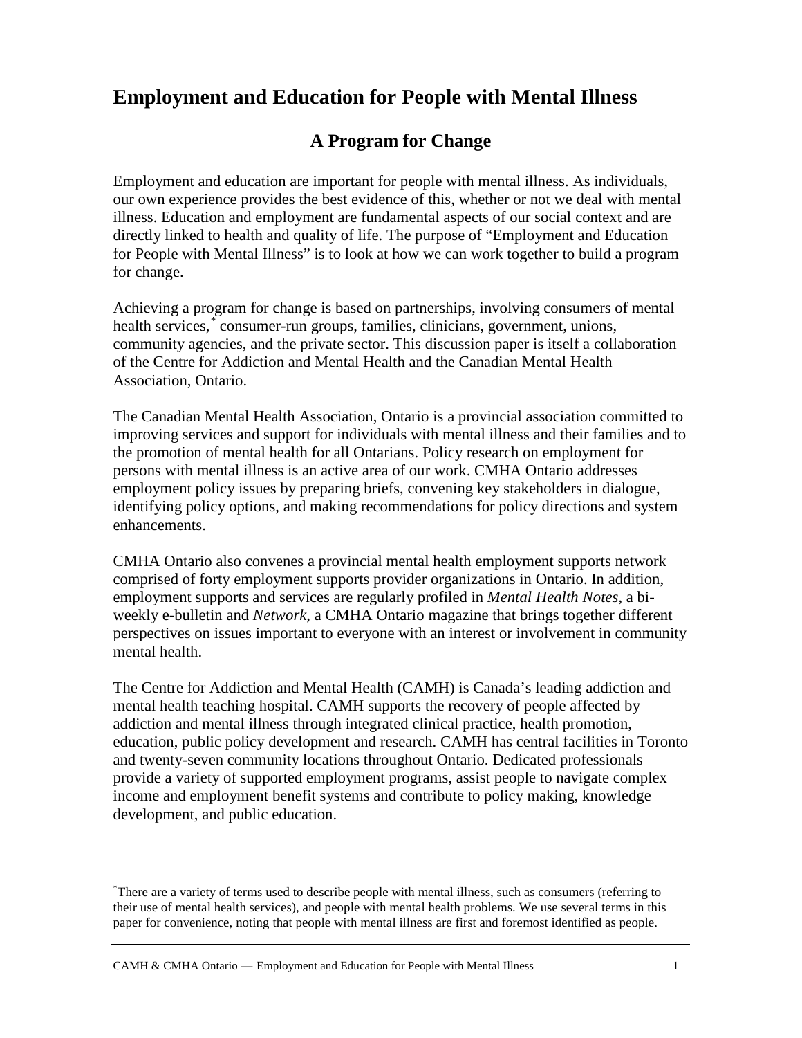# Employment and Education for People with Mental Illness

## A Program for Change

Employment and education are important for people with mental illness. As individuals, our own experience provides the best evidence of this, whether or not we deal with mental illness. Education and employment are fundamental aspects of our social context and are directly linked to health and quality of life. The purpose of "Employment and Education for People with Mental Illness" is to look at how we can work together to build a program for change.

Achieving a program for change is based on partnerships, involving consumers of mental health services,* consumer-run groups, families, clinicians, government, unions, community agencies, and the private sector. This discussion paper is itself a collaboration of the Centre for Addiction and Mental Health and the Canadian Mental Health Association, Ontario.

The Canadian Mental Health Association, Ontario is a provincial association committed to improving services and support for individuals with mental illness and their families and to the promotion of mental health for all Ontarians. Policy research on employment for persons with mental illness is an active area of our work. CMHA Ontario addresses employment policy issues by preparing briefs, convening key stakeholders in dialogue, identifying policy options, and making recommendations for policy directions and system enhancements.

CMHA Ontario also convenes a provincial mental health employment supports network comprised of forty employment supports provider organizations in Ontario. In addition, employment supports and services are regularly profiled in *Mental Health Notes*, a bi-weekly e-bulletin and *Network*, a CMHA Ontario magazine that brings together different perspectives on issues important to everyone with an interest or involvement in community mental health.

The Centre for Addiction and Mental Health (CAMH) is Canada's leading addiction and mental health teaching hospital. CAMH supports the recovery of people affected by addiction and mental illness through integrated clinical practice, health promotion, education, public policy development and research. CAMH has central facilities in Toronto and twenty-seven community locations throughout Ontario. Dedicated professionals provide a variety of supported employment programs, assist people to navigate complex income and employment benefit systems and contribute to policy making, knowledge development, and public education.

---

*There are a variety of terms used to describe people with mental illness, such as consumers (referring to their use of mental health services), and people with mental health problems. We use several terms in this paper for convenience, noting that people with mental illness are first and foremost identified as people.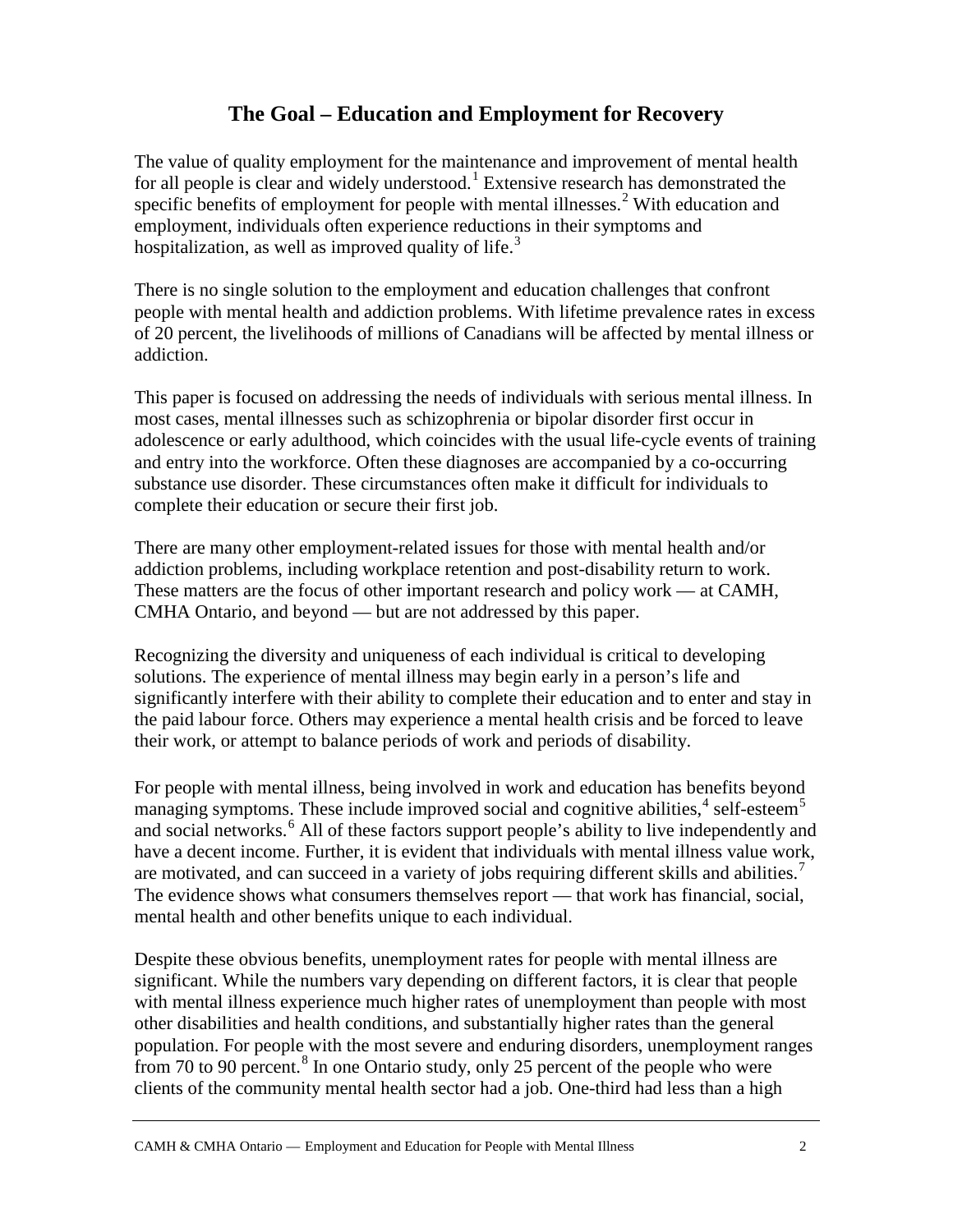## The Goal – Education and Employment for Recovery

The value of quality employment for the maintenance and improvement of mental health for all people is clear and widely understood.[1] Extensive research has demonstrated the specific benefits of employment for people with mental illnesses.[2] With education and employment, individuals often experience reductions in their symptoms and hospitalization, as well as improved quality of life.[3]

There is no single solution to the employment and education challenges that confront people with mental health and addiction problems. With lifetime prevalence rates in excess of 20 percent, the livelihoods of millions of Canadians will be affected by mental illness or addiction.

This paper is focused on addressing the needs of individuals with serious mental illness. In most cases, mental illnesses such as schizophrenia or bipolar disorder first occur in adolescence or early adulthood, which coincides with the usual life-cycle events of training and entry into the workforce. Often these diagnoses are accompanied by a co-occurring substance use disorder. These circumstances often make it difficult for individuals to complete their education or secure their first job.

There are many other employment-related issues for those with mental health and/or addiction problems, including workplace retention and post-disability return to work. These matters are the focus of other important research and policy work — at CAMH, CMHA Ontario, and beyond — but are not addressed by this paper.

Recognizing the diversity and uniqueness of each individual is critical to developing solutions. The experience of mental illness may begin early in a person's life and significantly interfere with their ability to complete their education and to enter and stay in the paid labour force. Others may experience a mental health crisis and be forced to leave their work, or attempt to balance periods of work and periods of disability.

For people with mental illness, being involved in work and education has benefits beyond managing symptoms. These include improved social and cognitive abilities,[4] self-esteem[5] and social networks.[6] All of these factors support people's ability to live independently and have a decent income. Further, it is evident that individuals with mental illness value work, are motivated, and can succeed in a variety of jobs requiring different skills and abilities.[7] The evidence shows what consumers themselves report — that work has financial, social, mental health and other benefits unique to each individual.

Despite these obvious benefits, unemployment rates for people with mental illness are significant. While the numbers vary depending on different factors, it is clear that people with mental illness experience much higher rates of unemployment than people with most other disabilities and health conditions, and substantially higher rates than the general population. For people with the most severe and enduring disorders, unemployment ranges from 70 to 90 percent.[8] In one Ontario study, only 25 percent of the people who were clients of the community mental health sector had a job. One-third had less than a high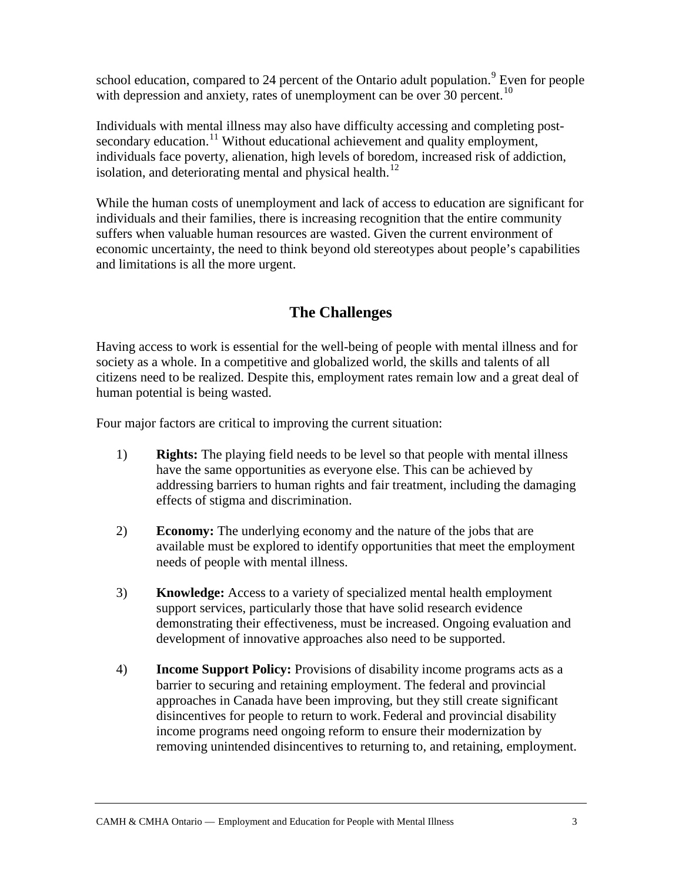school education, compared to 24 percent of the Ontario adult population.[9] Even for people with depression and anxiety, rates of unemployment can be over 30 percent.[10]

Individuals with mental illness may also have difficulty accessing and completing post-secondary education.[11] Without educational achievement and quality employment, individuals face poverty, alienation, high levels of boredom, increased risk of addiction, isolation, and deteriorating mental and physical health.[12]

While the human costs of unemployment and lack of access to education are significant for individuals and their families, there is increasing recognition that the entire community suffers when valuable human resources are wasted. Given the current environment of economic uncertainty, the need to think beyond old stereotypes about people's capabilities and limitations is all the more urgent.

## The Challenges

Having access to work is essential for the well-being of people with mental illness and for society as a whole. In a competitive and globalized world, the skills and talents of all citizens need to be realized. Despite this, employment rates remain low and a great deal of human potential is being wasted.

Four major factors are critical to improving the current situation:

1) **Rights:** The playing field needs to be level so that people with mental illness have the same opportunities as everyone else. This can be achieved by addressing barriers to human rights and fair treatment, including the damaging effects of stigma and discrimination.

2) **Economy:** The underlying economy and the nature of the jobs that are available must be explored to identify opportunities that meet the employment needs of people with mental illness.

3) **Knowledge:** Access to a variety of specialized mental health employment support services, particularly those that have solid research evidence demonstrating their effectiveness, must be increased. Ongoing evaluation and development of innovative approaches also need to be supported.

4) **Income Support Policy:** Provisions of disability income programs acts as a barrier to securing and retaining employment. The federal and provincial approaches in Canada have been improving, but they still create significant disincentives for people to return to work. Federal and provincial disability income programs need ongoing reform to ensure their modernization by removing unintended disincentives to returning to, and retaining, employment.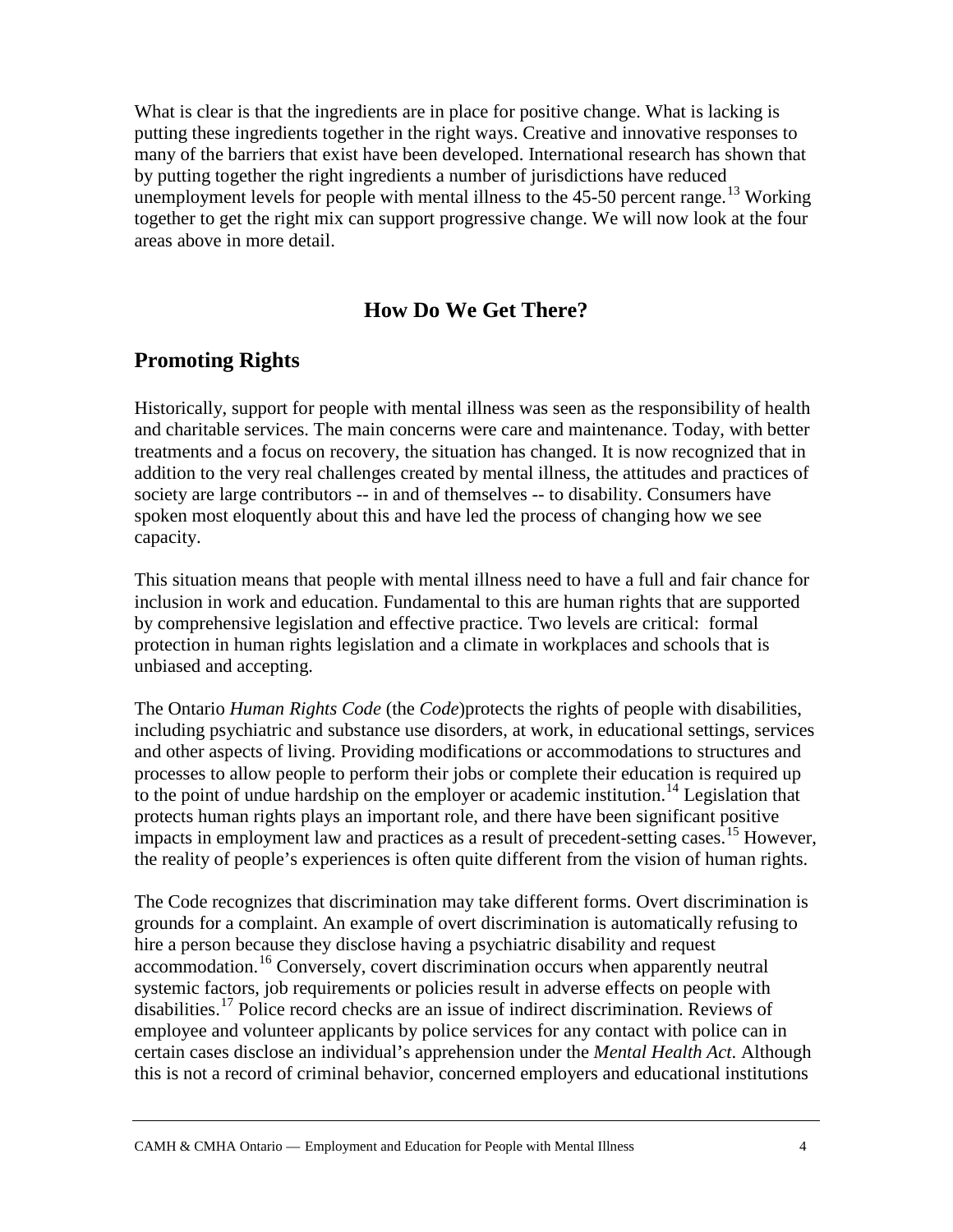What is clear is that the ingredients are in place for positive change. What is lacking is putting these ingredients together in the right ways. Creative and innovative responses to many of the barriers that exist have been developed. International research has shown that by putting together the right ingredients a number of jurisdictions have reduced unemployment levels for people with mental illness to the 45-50 percent range.[13] Working together to get the right mix can support progressive change. We will now look at the four areas above in more detail.

## How Do We Get There?

## Promoting Rights

Historically, support for people with mental illness was seen as the responsibility of health and charitable services. The main concerns were care and maintenance. Today, with better treatments and a focus on recovery, the situation has changed. It is now recognized that in addition to the very real challenges created by mental illness, the attitudes and practices of society are large contributors -- in and of themselves -- to disability. Consumers have spoken most eloquently about this and have led the process of changing how we see capacity.

This situation means that people with mental illness need to have a full and fair chance for inclusion in work and education. Fundamental to this are human rights that are supported by comprehensive legislation and effective practice. Two levels are critical: formal protection in human rights legislation and a climate in workplaces and schools that is unbiased and accepting.

The Ontario *Human Rights Code* (the *Code*)protects the rights of people with disabilities, including psychiatric and substance use disorders, at work, in educational settings, services and other aspects of living. Providing modifications or accommodations to structures and processes to allow people to perform their jobs or complete their education is required up to the point of undue hardship on the employer or academic institution.[14] Legislation that protects human rights plays an important role, and there have been significant positive impacts in employment law and practices as a result of precedent-setting cases.[15] However, the reality of people's experiences is often quite different from the vision of human rights.

The Code recognizes that discrimination may take different forms. Overt discrimination is grounds for a complaint. An example of overt discrimination is automatically refusing to hire a person because they disclose having a psychiatric disability and request accommodation.[16] Conversely, covert discrimination occurs when apparently neutral systemic factors, job requirements or policies result in adverse effects on people with disabilities.[17] Police record checks are an issue of indirect discrimination. Reviews of employee and volunteer applicants by police services for any contact with police can in certain cases disclose an individual's apprehension under the *Mental Health Act*. Although this is not a record of criminal behavior, concerned employers and educational institutions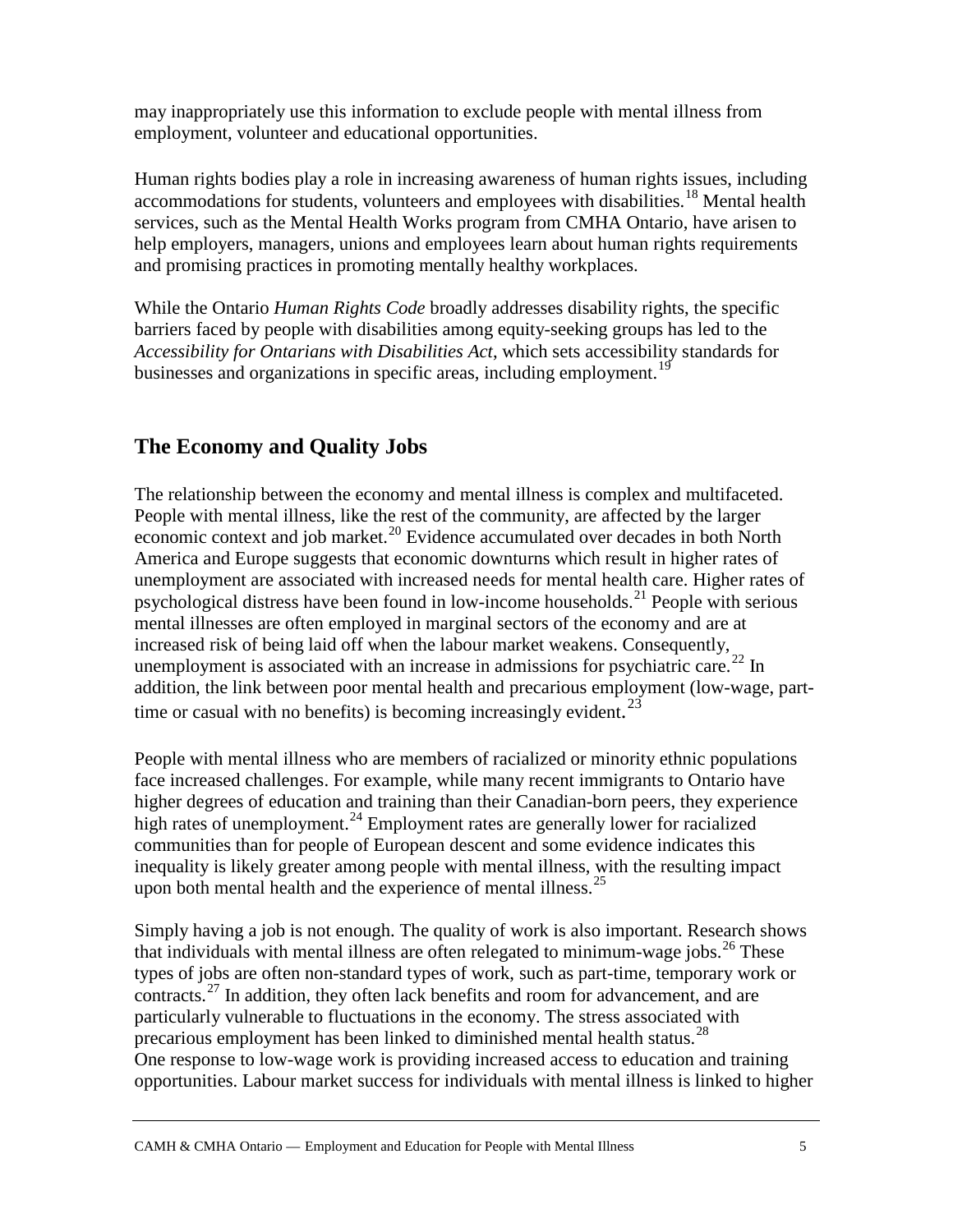may inappropriately use this information to exclude people with mental illness from employment, volunteer and educational opportunities.

Human rights bodies play a role in increasing awareness of human rights issues, including accommodations for students, volunteers and employees with disabilities.[18] Mental health services, such as the Mental Health Works program from CMHA Ontario, have arisen to help employers, managers, unions and employees learn about human rights requirements and promising practices in promoting mentally healthy workplaces.

While the Ontario *Human Rights Code* broadly addresses disability rights, the specific barriers faced by people with disabilities among equity-seeking groups has led to the *Accessibility for Ontarians with Disabilities Act*, which sets accessibility standards for businesses and organizations in specific areas, including employment.[19]

## The Economy and Quality Jobs

The relationship between the economy and mental illness is complex and multifaceted. People with mental illness, like the rest of the community, are affected by the larger economic context and job market.[20] Evidence accumulated over decades in both North America and Europe suggests that economic downturns which result in higher rates of unemployment are associated with increased needs for mental health care. Higher rates of psychological distress have been found in low-income households.[21] People with serious mental illnesses are often employed in marginal sectors of the economy and are at increased risk of being laid off when the labour market weakens. Consequently, unemployment is associated with an increase in admissions for psychiatric care.[22] In addition, the link between poor mental health and precarious employment (low-wage, part-time or casual with no benefits) is becoming increasingly evident.[23]

People with mental illness who are members of racialized or minority ethnic populations face increased challenges. For example, while many recent immigrants to Ontario have higher degrees of education and training than their Canadian-born peers, they experience high rates of unemployment.[24] Employment rates are generally lower for racialized communities than for people of European descent and some evidence indicates this inequality is likely greater among people with mental illness, with the resulting impact upon both mental health and the experience of mental illness.[25]

Simply having a job is not enough. The quality of work is also important. Research shows that individuals with mental illness are often relegated to minimum-wage jobs.[26] These types of jobs are often non-standard types of work, such as part-time, temporary work or contracts.[27] In addition, they often lack benefits and room for advancement, and are particularly vulnerable to fluctuations in the economy. The stress associated with precarious employment has been linked to diminished mental health status.[28]
One response to low-wage work is providing increased access to education and training opportunities. Labour market success for individuals with mental illness is linked to higher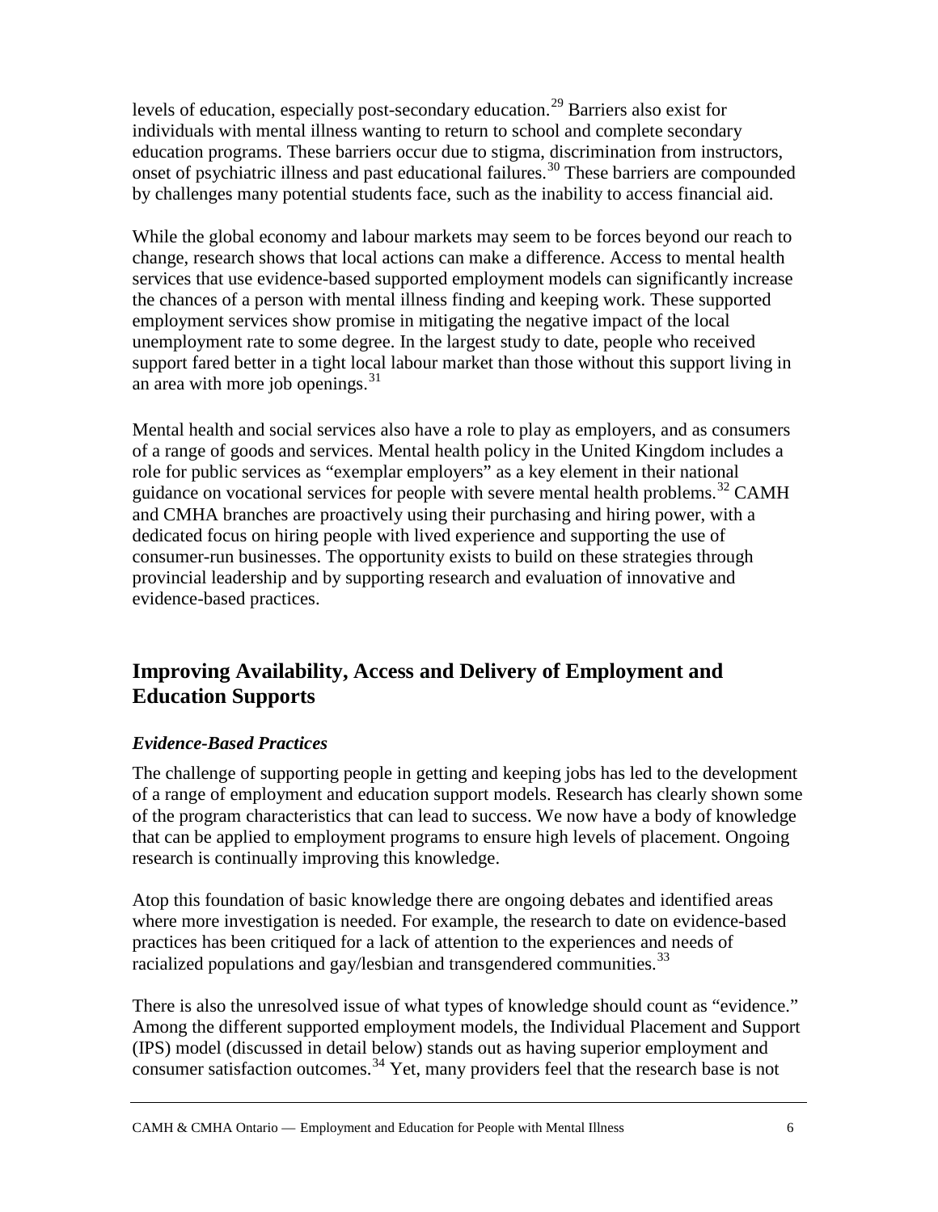levels of education, especially post-secondary education.[29] Barriers also exist for individuals with mental illness wanting to return to school and complete secondary education programs. These barriers occur due to stigma, discrimination from instructors, onset of psychiatric illness and past educational failures.[30] These barriers are compounded by challenges many potential students face, such as the inability to access financial aid.

While the global economy and labour markets may seem to be forces beyond our reach to change, research shows that local actions can make a difference. Access to mental health services that use evidence-based supported employment models can significantly increase the chances of a person with mental illness finding and keeping work. These supported employment services show promise in mitigating the negative impact of the local unemployment rate to some degree. In the largest study to date, people who received support fared better in a tight local labour market than those without this support living in an area with more job openings.[31]

Mental health and social services also have a role to play as employers, and as consumers of a range of goods and services. Mental health policy in the United Kingdom includes a role for public services as "exemplar employers" as a key element in their national guidance on vocational services for people with severe mental health problems.[32] CAMH and CMHA branches are proactively using their purchasing and hiring power, with a dedicated focus on hiring people with lived experience and supporting the use of consumer-run businesses. The opportunity exists to build on these strategies through provincial leadership and by supporting research and evaluation of innovative and evidence-based practices.

## Improving Availability, Access and Delivery of Employment and Education Supports

### *Evidence-Based Practices*

The challenge of supporting people in getting and keeping jobs has led to the development of a range of employment and education support models. Research has clearly shown some of the program characteristics that can lead to success. We now have a body of knowledge that can be applied to employment programs to ensure high levels of placement. Ongoing research is continually improving this knowledge.

Atop this foundation of basic knowledge there are ongoing debates and identified areas where more investigation is needed. For example, the research to date on evidence-based practices has been critiqued for a lack of attention to the experiences and needs of racialized populations and gay/lesbian and transgendered communities.[33]

There is also the unresolved issue of what types of knowledge should count as "evidence." Among the different supported employment models, the Individual Placement and Support (IPS) model (discussed in detail below) stands out as having superior employment and consumer satisfaction outcomes.[34] Yet, many providers feel that the research base is not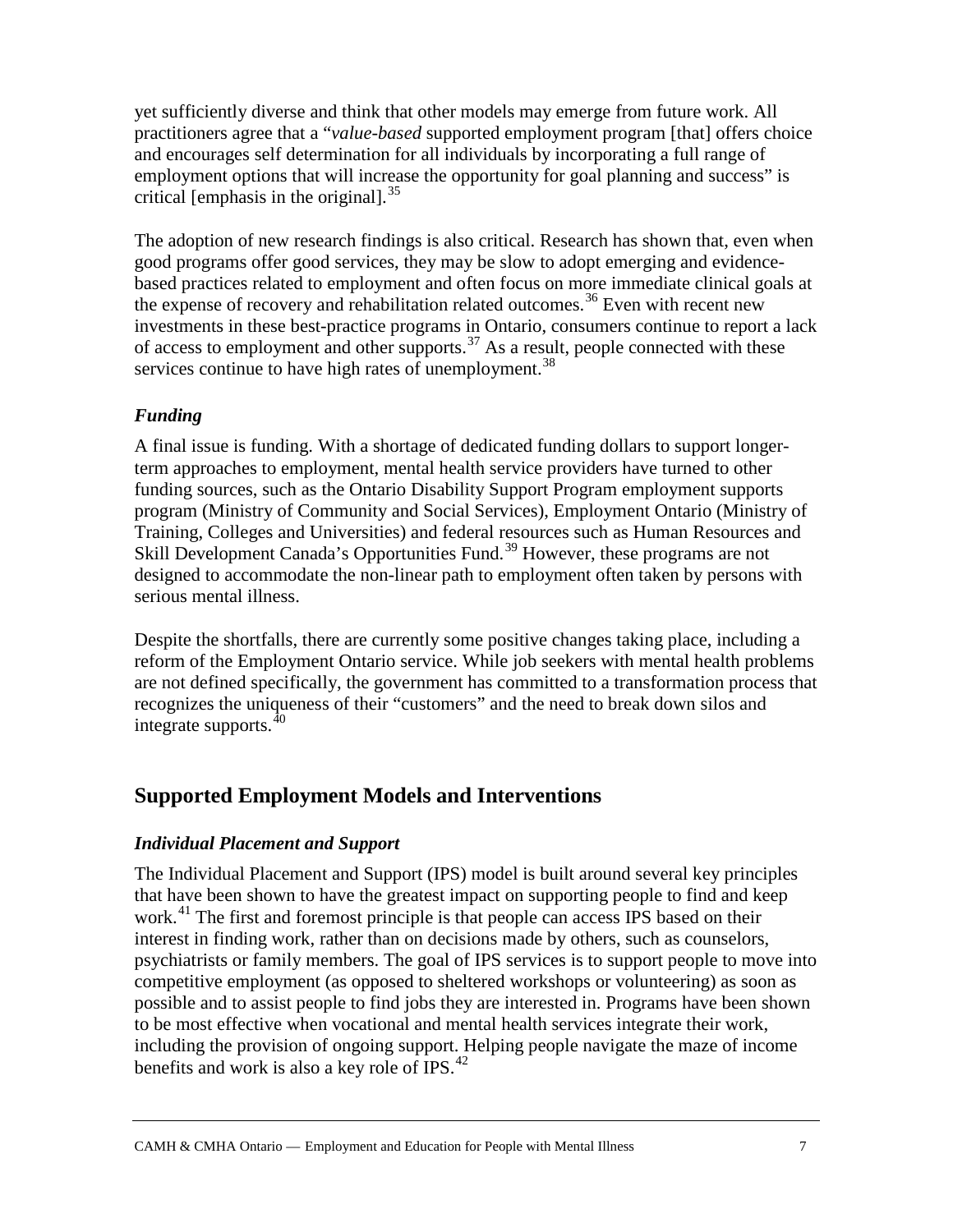yet sufficiently diverse and think that other models may emerge from future work. All practitioners agree that a "*value-based* supported employment program [that] offers choice and encourages self determination for all individuals by incorporating a full range of employment options that will increase the opportunity for goal planning and success" is critical [emphasis in the original].[35]

The adoption of new research findings is also critical. Research has shown that, even when good programs offer good services, they may be slow to adopt emerging and evidence-based practices related to employment and often focus on more immediate clinical goals at the expense of recovery and rehabilitation related outcomes.[36] Even with recent new investments in these best-practice programs in Ontario, consumers continue to report a lack of access to employment and other supports.[37] As a result, people connected with these services continue to have high rates of unemployment.[38]

### *Funding*

A final issue is funding. With a shortage of dedicated funding dollars to support longer-term approaches to employment, mental health service providers have turned to other funding sources, such as the Ontario Disability Support Program employment supports program (Ministry of Community and Social Services), Employment Ontario (Ministry of Training, Colleges and Universities) and federal resources such as Human Resources and Skill Development Canada's Opportunities Fund.[39] However, these programs are not designed to accommodate the non-linear path to employment often taken by persons with serious mental illness.

Despite the shortfalls, there are currently some positive changes taking place, including a reform of the Employment Ontario service. While job seekers with mental health problems are not defined specifically, the government has committed to a transformation process that recognizes the uniqueness of their "customers" and the need to break down silos and integrate supports.[40]

## Supported Employment Models and Interventions

### *Individual Placement and Support*

The Individual Placement and Support (IPS) model is built around several key principles that have been shown to have the greatest impact on supporting people to find and keep work.[41] The first and foremost principle is that people can access IPS based on their interest in finding work, rather than on decisions made by others, such as counselors, psychiatrists or family members. The goal of IPS services is to support people to move into competitive employment (as opposed to sheltered workshops or volunteering) as soon as possible and to assist people to find jobs they are interested in. Programs have been shown to be most effective when vocational and mental health services integrate their work, including the provision of ongoing support. Helping people navigate the maze of income benefits and work is also a key role of IPS.[42]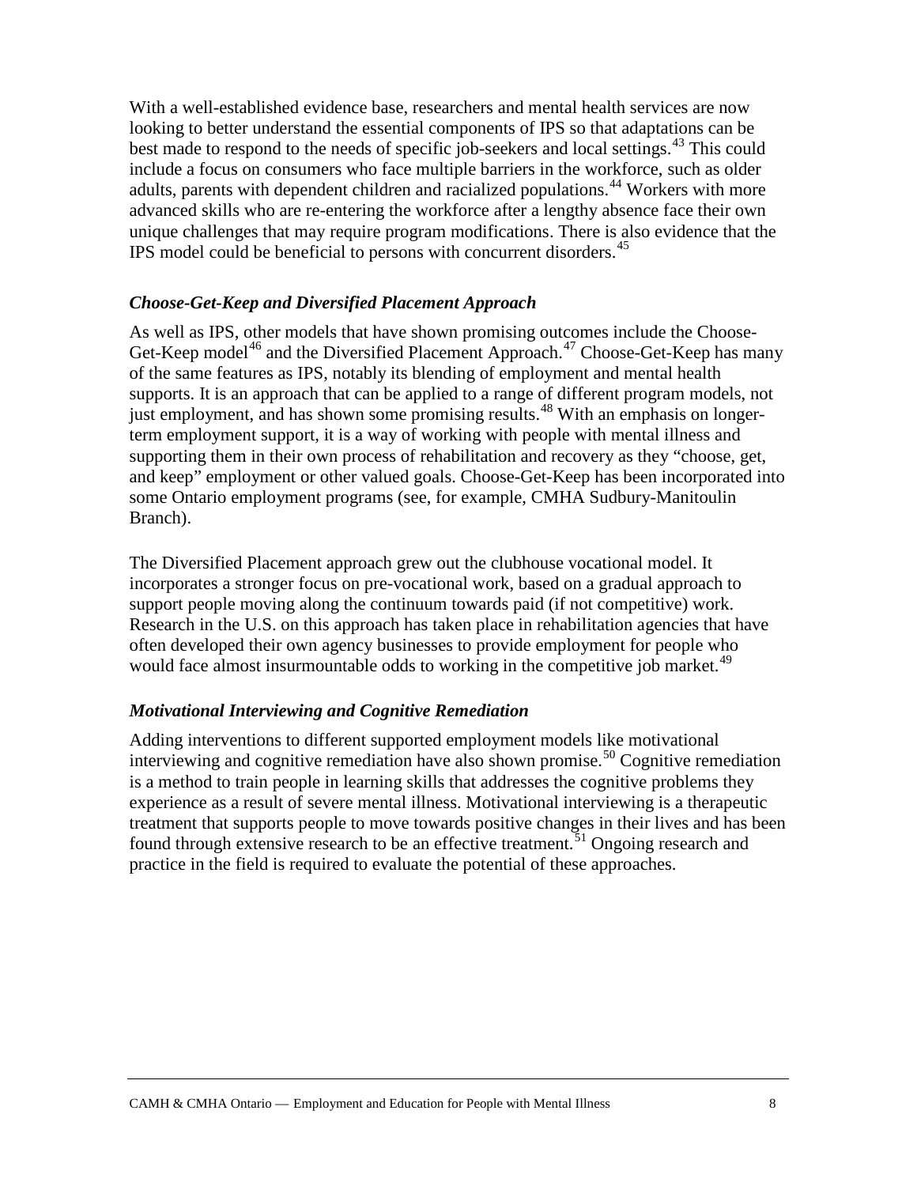With a well-established evidence base, researchers and mental health services are now looking to better understand the essential components of IPS so that adaptations can be best made to respond to the needs of specific job-seekers and local settings.[43] This could include a focus on consumers who face multiple barriers in the workforce, such as older adults, parents with dependent children and racialized populations.[44] Workers with more advanced skills who are re-entering the workforce after a lengthy absence face their own unique challenges that may require program modifications. There is also evidence that the IPS model could be beneficial to persons with concurrent disorders.[45]

### *Choose-Get-Keep and Diversified Placement Approach*

As well as IPS, other models that have shown promising outcomes include the Choose-Get-Keep model[46] and the Diversified Placement Approach.[47] Choose-Get-Keep has many of the same features as IPS, notably its blending of employment and mental health supports. It is an approach that can be applied to a range of different program models, not just employment, and has shown some promising results.[48] With an emphasis on longer-term employment support, it is a way of working with people with mental illness and supporting them in their own process of rehabilitation and recovery as they "choose, get, and keep" employment or other valued goals. Choose-Get-Keep has been incorporated into some Ontario employment programs (see, for example, CMHA Sudbury-Manitoulin Branch).

The Diversified Placement approach grew out the clubhouse vocational model. It incorporates a stronger focus on pre-vocational work, based on a gradual approach to support people moving along the continuum towards paid (if not competitive) work. Research in the U.S. on this approach has taken place in rehabilitation agencies that have often developed their own agency businesses to provide employment for people who would face almost insurmountable odds to working in the competitive job market.[49]

### *Motivational Interviewing and Cognitive Remediation*

Adding interventions to different supported employment models like motivational interviewing and cognitive remediation have also shown promise.[50] Cognitive remediation is a method to train people in learning skills that addresses the cognitive problems they experience as a result of severe mental illness. Motivational interviewing is a therapeutic treatment that supports people to move towards positive changes in their lives and has been found through extensive research to be an effective treatment.[51] Ongoing research and practice in the field is required to evaluate the potential of these approaches.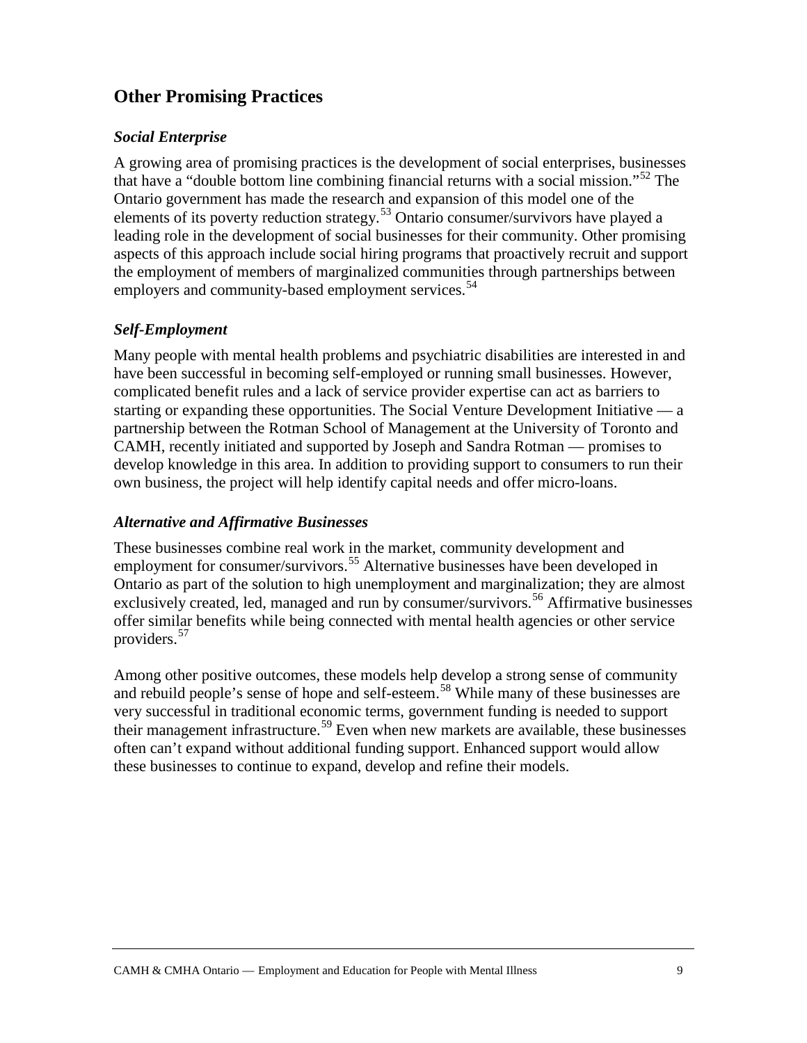## Other Promising Practices

### *Social Enterprise*

A growing area of promising practices is the development of social enterprises, businesses that have a "double bottom line combining financial returns with a social mission."[52] The Ontario government has made the research and expansion of this model one of the elements of its poverty reduction strategy.[53] Ontario consumer/survivors have played a leading role in the development of social businesses for their community. Other promising aspects of this approach include social hiring programs that proactively recruit and support the employment of members of marginalized communities through partnerships between employers and community-based employment services.[54]

### *Self-Employment*

Many people with mental health problems and psychiatric disabilities are interested in and have been successful in becoming self-employed or running small businesses. However, complicated benefit rules and a lack of service provider expertise can act as barriers to starting or expanding these opportunities. The Social Venture Development Initiative — a partnership between the Rotman School of Management at the University of Toronto and CAMH, recently initiated and supported by Joseph and Sandra Rotman — promises to develop knowledge in this area. In addition to providing support to consumers to run their own business, the project will help identify capital needs and offer micro-loans.

### *Alternative and Affirmative Businesses*

These businesses combine real work in the market, community development and employment for consumer/survivors.[55] Alternative businesses have been developed in Ontario as part of the solution to high unemployment and marginalization; they are almost exclusively created, led, managed and run by consumer/survivors.[56] Affirmative businesses offer similar benefits while being connected with mental health agencies or other service providers.[57]

Among other positive outcomes, these models help develop a strong sense of community and rebuild people's sense of hope and self-esteem.[58] While many of these businesses are very successful in traditional economic terms, government funding is needed to support their management infrastructure.[59] Even when new markets are available, these businesses often can't expand without additional funding support. Enhanced support would allow these businesses to continue to expand, develop and refine their models.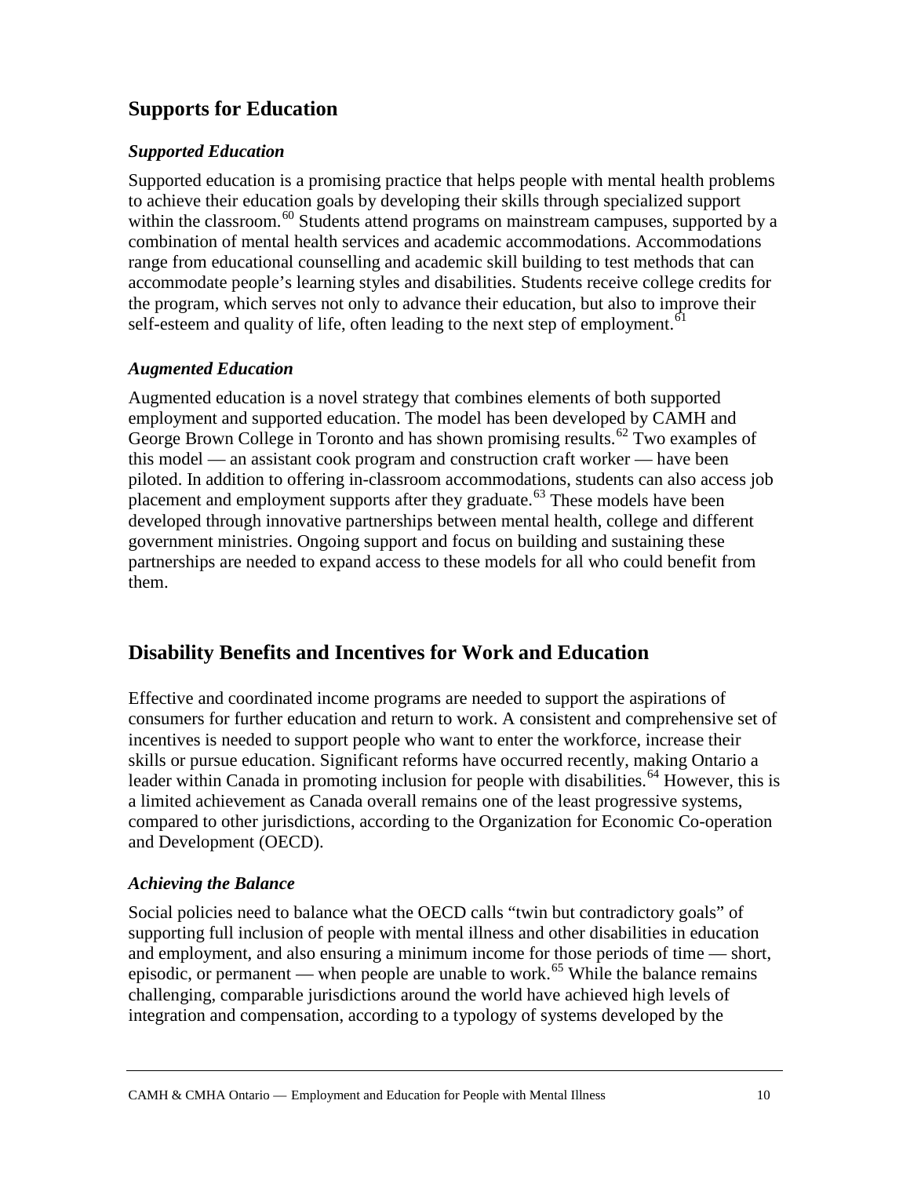## Supports for Education

### *Supported Education*

Supported education is a promising practice that helps people with mental health problems to achieve their education goals by developing their skills through specialized support within the classroom.[60] Students attend programs on mainstream campuses, supported by a combination of mental health services and academic accommodations. Accommodations range from educational counselling and academic skill building to test methods that can accommodate people's learning styles and disabilities. Students receive college credits for the program, which serves not only to advance their education, but also to improve their self-esteem and quality of life, often leading to the next step of employment.[61]

### *Augmented Education*

Augmented education is a novel strategy that combines elements of both supported employment and supported education. The model has been developed by CAMH and George Brown College in Toronto and has shown promising results.[62] Two examples of this model — an assistant cook program and construction craft worker — have been piloted. In addition to offering in-classroom accommodations, students can also access job placement and employment supports after they graduate.[63] These models have been developed through innovative partnerships between mental health, college and different government ministries. Ongoing support and focus on building and sustaining these partnerships are needed to expand access to these models for all who could benefit from them.

## Disability Benefits and Incentives for Work and Education

Effective and coordinated income programs are needed to support the aspirations of consumers for further education and return to work. A consistent and comprehensive set of incentives is needed to support people who want to enter the workforce, increase their skills or pursue education. Significant reforms have occurred recently, making Ontario a leader within Canada in promoting inclusion for people with disabilities.[64] However, this is a limited achievement as Canada overall remains one of the least progressive systems, compared to other jurisdictions, according to the Organization for Economic Co-operation and Development (OECD).

### *Achieving the Balance*

Social policies need to balance what the OECD calls "twin but contradictory goals" of supporting full inclusion of people with mental illness and other disabilities in education and employment, and also ensuring a minimum income for those periods of time — short, episodic, or permanent — when people are unable to work.[65] While the balance remains challenging, comparable jurisdictions around the world have achieved high levels of integration and compensation, according to a typology of systems developed by the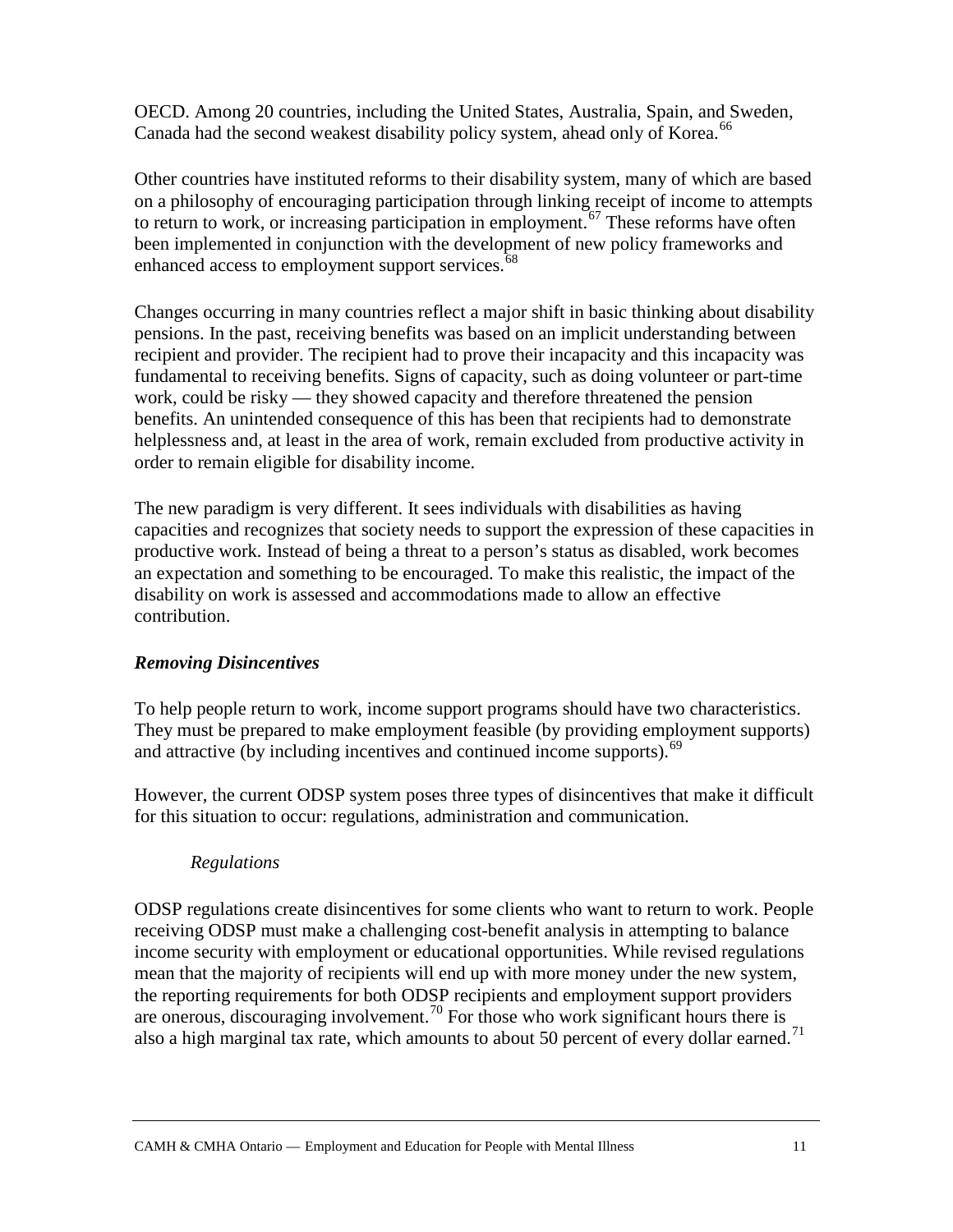OECD. Among 20 countries, including the United States, Australia, Spain, and Sweden, Canada had the second weakest disability policy system, ahead only of Korea.[66]

Other countries have instituted reforms to their disability system, many of which are based on a philosophy of encouraging participation through linking receipt of income to attempts to return to work, or increasing participation in employment.[67] These reforms have often been implemented in conjunction with the development of new policy frameworks and enhanced access to employment support services.[68]

Changes occurring in many countries reflect a major shift in basic thinking about disability pensions. In the past, receiving benefits was based on an implicit understanding between recipient and provider. The recipient had to prove their incapacity and this incapacity was fundamental to receiving benefits. Signs of capacity, such as doing volunteer or part-time work, could be risky — they showed capacity and therefore threatened the pension benefits. An unintended consequence of this has been that recipients had to demonstrate helplessness and, at least in the area of work, remain excluded from productive activity in order to remain eligible for disability income.

The new paradigm is very different. It sees individuals with disabilities as having capacities and recognizes that society needs to support the expression of these capacities in productive work. Instead of being a threat to a person's status as disabled, work becomes an expectation and something to be encouraged. To make this realistic, the impact of the disability on work is assessed and accommodations made to allow an effective contribution.

### *Removing Disincentives*

To help people return to work, income support programs should have two characteristics. They must be prepared to make employment feasible (by providing employment supports) and attractive (by including incentives and continued income supports).[69]

However, the current ODSP system poses three types of disincentives that make it difficult for this situation to occur: regulations, administration and communication.

#### *Regulations*

ODSP regulations create disincentives for some clients who want to return to work. People receiving ODSP must make a challenging cost-benefit analysis in attempting to balance income security with employment or educational opportunities. While revised regulations mean that the majority of recipients will end up with more money under the new system, the reporting requirements for both ODSP recipients and employment support providers are onerous, discouraging involvement.[70] For those who work significant hours there is also a high marginal tax rate, which amounts to about 50 percent of every dollar earned.[71]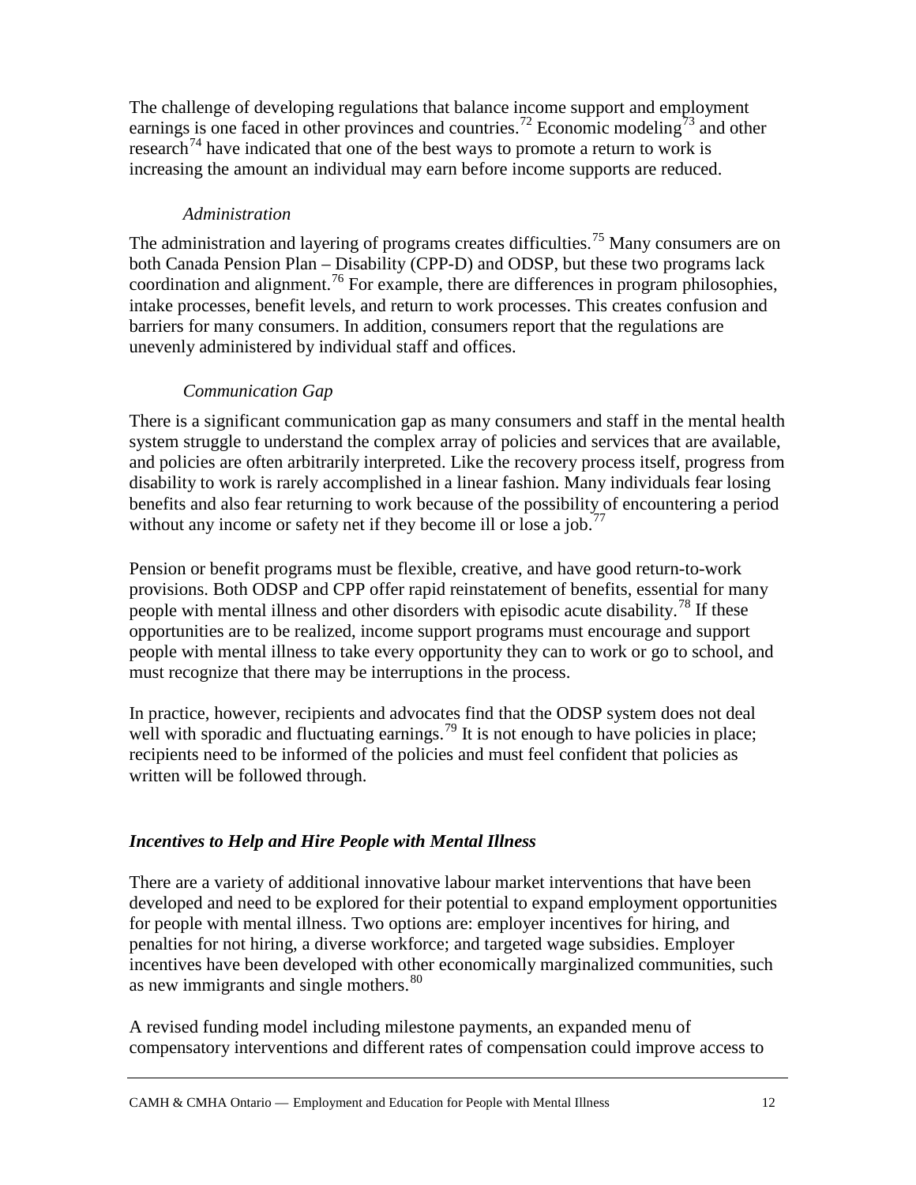The challenge of developing regulations that balance income support and employment earnings is one faced in other provinces and countries.[72] Economic modeling[73] and other research[74] have indicated that one of the best ways to promote a return to work is increasing the amount an individual may earn before income supports are reduced.

#### *Administration*

The administration and layering of programs creates difficulties.[75] Many consumers are on both Canada Pension Plan – Disability (CPP-D) and ODSP, but these two programs lack coordination and alignment.[76] For example, there are differences in program philosophies, intake processes, benefit levels, and return to work processes. This creates confusion and barriers for many consumers. In addition, consumers report that the regulations are unevenly administered by individual staff and offices.

#### *Communication Gap*

There is a significant communication gap as many consumers and staff in the mental health system struggle to understand the complex array of policies and services that are available, and policies are often arbitrarily interpreted. Like the recovery process itself, progress from disability to work is rarely accomplished in a linear fashion. Many individuals fear losing benefits and also fear returning to work because of the possibility of encountering a period without any income or safety net if they become ill or lose a job.[77]

Pension or benefit programs must be flexible, creative, and have good return-to-work provisions. Both ODSP and CPP offer rapid reinstatement of benefits, essential for many people with mental illness and other disorders with episodic acute disability.[78] If these opportunities are to be realized, income support programs must encourage and support people with mental illness to take every opportunity they can to work or go to school, and must recognize that there may be interruptions in the process.

In practice, however, recipients and advocates find that the ODSP system does not deal well with sporadic and fluctuating earnings.[79] It is not enough to have policies in place; recipients need to be informed of the policies and must feel confident that policies as written will be followed through.

### ***Incentives to Help and Hire People with Mental Illness***

There are a variety of additional innovative labour market interventions that have been developed and need to be explored for their potential to expand employment opportunities for people with mental illness. Two options are: employer incentives for hiring, and penalties for not hiring, a diverse workforce; and targeted wage subsidies. Employer incentives have been developed with other economically marginalized communities, such as new immigrants and single mothers.[80]

A revised funding model including milestone payments, an expanded menu of compensatory interventions and different rates of compensation could improve access to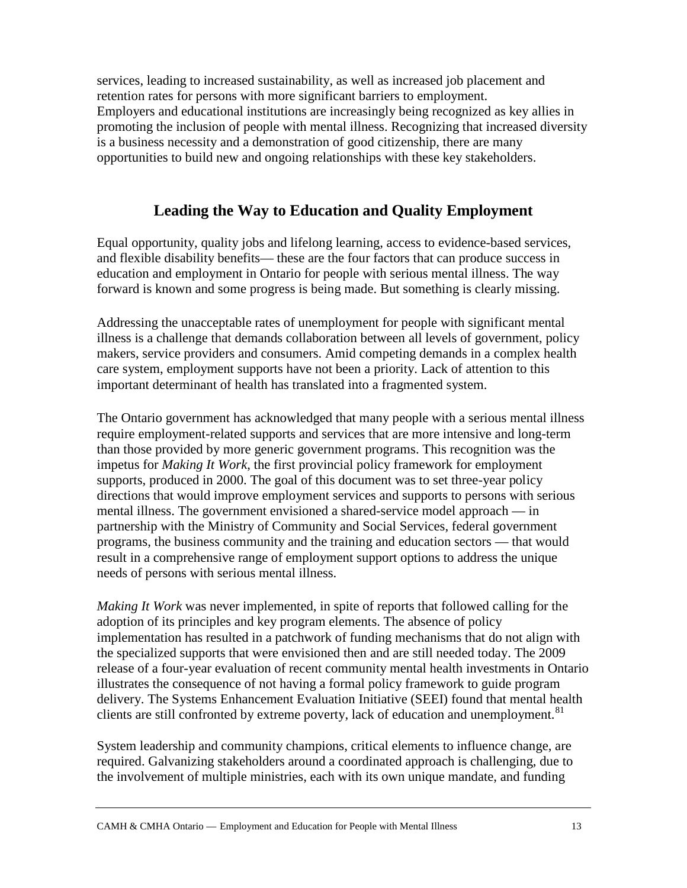services, leading to increased sustainability, as well as increased job placement and retention rates for persons with more significant barriers to employment.
Employers and educational institutions are increasingly being recognized as key allies in promoting the inclusion of people with mental illness. Recognizing that increased diversity is a business necessity and a demonstration of good citizenship, there are many opportunities to build new and ongoing relationships with these key stakeholders.

## Leading the Way to Education and Quality Employment

Equal opportunity, quality jobs and lifelong learning, access to evidence-based services, and flexible disability benefits— these are the four factors that can produce success in education and employment in Ontario for people with serious mental illness. The way forward is known and some progress is being made. But something is clearly missing.

Addressing the unacceptable rates of unemployment for people with significant mental illness is a challenge that demands collaboration between all levels of government, policy makers, service providers and consumers. Amid competing demands in a complex health care system, employment supports have not been a priority. Lack of attention to this important determinant of health has translated into a fragmented system.

The Ontario government has acknowledged that many people with a serious mental illness require employment-related supports and services that are more intensive and long-term than those provided by more generic government programs. This recognition was the impetus for *Making It Work*, the first provincial policy framework for employment supports, produced in 2000. The goal of this document was to set three-year policy directions that would improve employment services and supports to persons with serious mental illness. The government envisioned a shared-service model approach — in partnership with the Ministry of Community and Social Services, federal government programs, the business community and the training and education sectors — that would result in a comprehensive range of employment support options to address the unique needs of persons with serious mental illness.

*Making It Work* was never implemented, in spite of reports that followed calling for the adoption of its principles and key program elements. The absence of policy implementation has resulted in a patchwork of funding mechanisms that do not align with the specialized supports that were envisioned then and are still needed today. The 2009 release of a four-year evaluation of recent community mental health investments in Ontario illustrates the consequence of not having a formal policy framework to guide program delivery. The Systems Enhancement Evaluation Initiative (SEEI) found that mental health clients are still confronted by extreme poverty, lack of education and unemployment.[81]

System leadership and community champions, critical elements to influence change, are required. Galvanizing stakeholders around a coordinated approach is challenging, due to the involvement of multiple ministries, each with its own unique mandate, and funding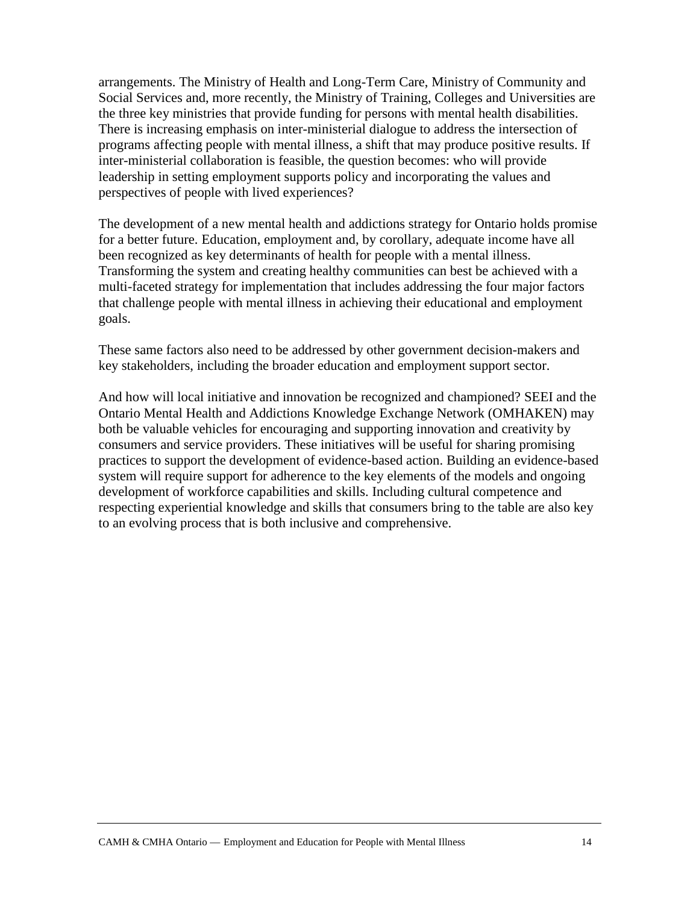arrangements. The Ministry of Health and Long-Term Care, Ministry of Community and Social Services and, more recently, the Ministry of Training, Colleges and Universities are the three key ministries that provide funding for persons with mental health disabilities. There is increasing emphasis on inter-ministerial dialogue to address the intersection of programs affecting people with mental illness, a shift that may produce positive results. If inter-ministerial collaboration is feasible, the question becomes: who will provide leadership in setting employment supports policy and incorporating the values and perspectives of people with lived experiences?

The development of a new mental health and addictions strategy for Ontario holds promise for a better future. Education, employment and, by corollary, adequate income have all been recognized as key determinants of health for people with a mental illness. Transforming the system and creating healthy communities can best be achieved with a multi-faceted strategy for implementation that includes addressing the four major factors that challenge people with mental illness in achieving their educational and employment goals.

These same factors also need to be addressed by other government decision-makers and key stakeholders, including the broader education and employment support sector.

And how will local initiative and innovation be recognized and championed? SEEI and the Ontario Mental Health and Addictions Knowledge Exchange Network (OMHAKEN) may both be valuable vehicles for encouraging and supporting innovation and creativity by consumers and service providers. These initiatives will be useful for sharing promising practices to support the development of evidence-based action. Building an evidence-based system will require support for adherence to the key elements of the models and ongoing development of workforce capabilities and skills. Including cultural competence and respecting experiential knowledge and skills that consumers bring to the table are also key to an evolving process that is both inclusive and comprehensive.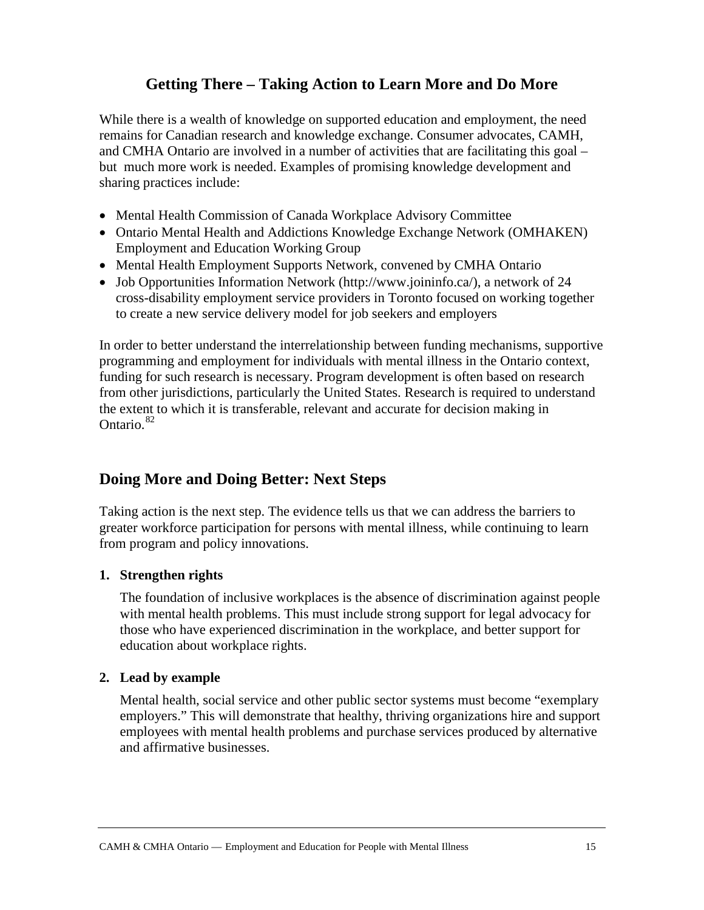## Getting There – Taking Action to Learn More and Do More

While there is a wealth of knowledge on supported education and employment, the need remains for Canadian research and knowledge exchange. Consumer advocates, CAMH, and CMHA Ontario are involved in a number of activities that are facilitating this goal – but much more work is needed. Examples of promising knowledge development and sharing practices include:

- Mental Health Commission of Canada Workplace Advisory Committee
- Ontario Mental Health and Addictions Knowledge Exchange Network (OMHAKEN) Employment and Education Working Group
- Mental Health Employment Supports Network, convened by CMHA Ontario
- Job Opportunities Information Network (http://www.joininfo.ca/), a network of 24 cross-disability employment service providers in Toronto focused on working together to create a new service delivery model for job seekers and employers

In order to better understand the interrelationship between funding mechanisms, supportive programming and employment for individuals with mental illness in the Ontario context, funding for such research is necessary. Program development is often based on research from other jurisdictions, particularly the United States. Research is required to understand the extent to which it is transferable, relevant and accurate for decision making in Ontario.[82]

## Doing More and Doing Better: Next Steps

Taking action is the next step. The evidence tells us that we can address the barriers to greater workforce participation for persons with mental illness, while continuing to learn from program and policy innovations.

**1. Strengthen rights**

The foundation of inclusive workplaces is the absence of discrimination against people with mental health problems. This must include strong support for legal advocacy for those who have experienced discrimination in the workplace, and better support for education about workplace rights.

**2. Lead by example**

Mental health, social service and other public sector systems must become "exemplary employers." This will demonstrate that healthy, thriving organizations hire and support employees with mental health problems and purchase services produced by alternative and affirmative businesses.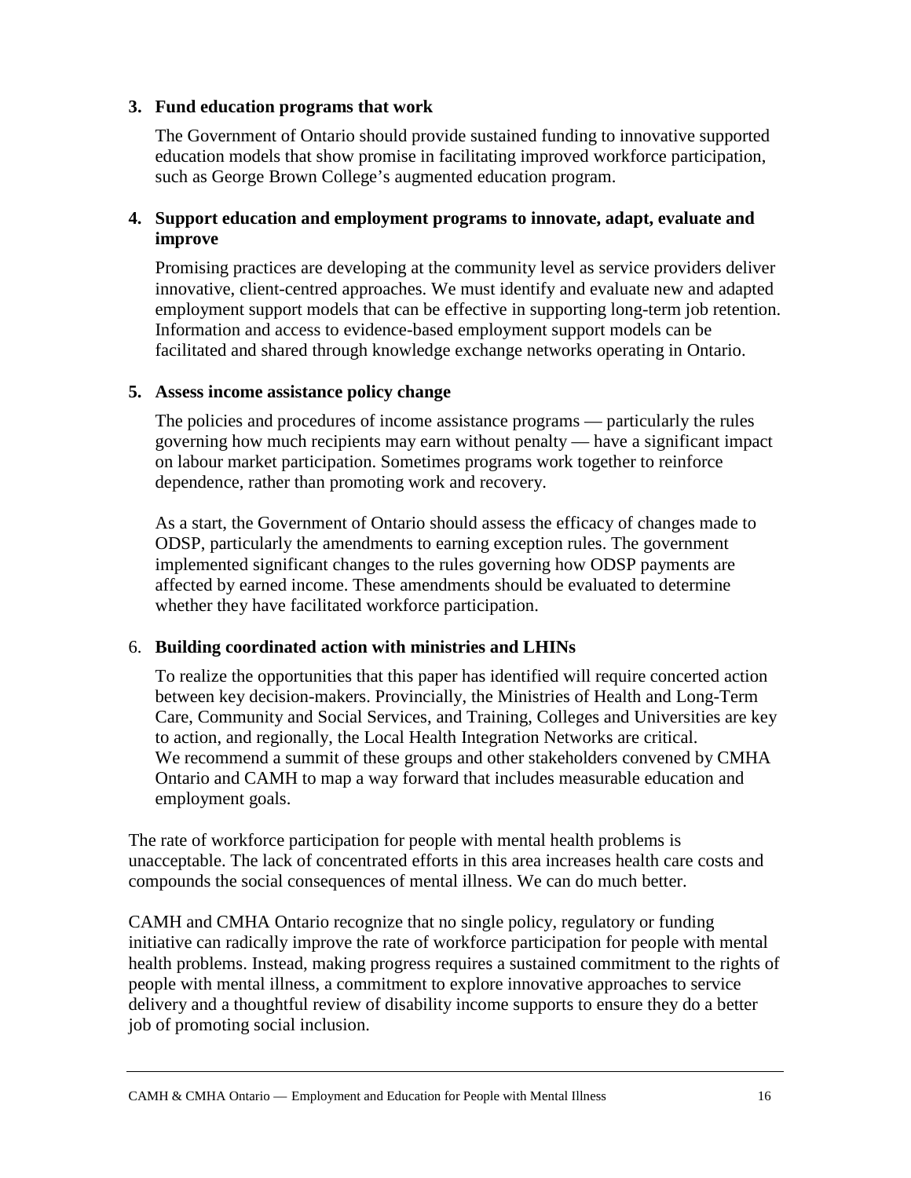3. **Fund education programs that work**

   The Government of Ontario should provide sustained funding to innovative supported education models that show promise in facilitating improved workforce participation, such as George Brown College's augmented education program.

4. **Support education and employment programs to innovate, adapt, evaluate and improve**

   Promising practices are developing at the community level as service providers deliver innovative, client-centred approaches. We must identify and evaluate new and adapted employment support models that can be effective in supporting long-term job retention. Information and access to evidence-based employment support models can be facilitated and shared through knowledge exchange networks operating in Ontario.

5. **Assess income assistance policy change**

   The policies and procedures of income assistance programs — particularly the rules governing how much recipients may earn without penalty — have a significant impact on labour market participation. Sometimes programs work together to reinforce dependence, rather than promoting work and recovery.

   As a start, the Government of Ontario should assess the efficacy of changes made to ODSP, particularly the amendments to earning exception rules. The government implemented significant changes to the rules governing how ODSP payments are affected by earned income. These amendments should be evaluated to determine whether they have facilitated workforce participation.

6. **Building coordinated action with ministries and LHINs**

   To realize the opportunities that this paper has identified will require concerted action between key decision-makers. Provincially, the Ministries of Health and Long-Term Care, Community and Social Services, and Training, Colleges and Universities are key to action, and regionally, the Local Health Integration Networks are critical. We recommend a summit of these groups and other stakeholders convened by CMHA Ontario and CAMH to map a way forward that includes measurable education and employment goals.

The rate of workforce participation for people with mental health problems is unacceptable. The lack of concentrated efforts in this area increases health care costs and compounds the social consequences of mental illness. We can do much better.

CAMH and CMHA Ontario recognize that no single policy, regulatory or funding initiative can radically improve the rate of workforce participation for people with mental health problems. Instead, making progress requires a sustained commitment to the rights of people with mental illness, a commitment to explore innovative approaches to service delivery and a thoughtful review of disability income supports to ensure they do a better job of promoting social inclusion.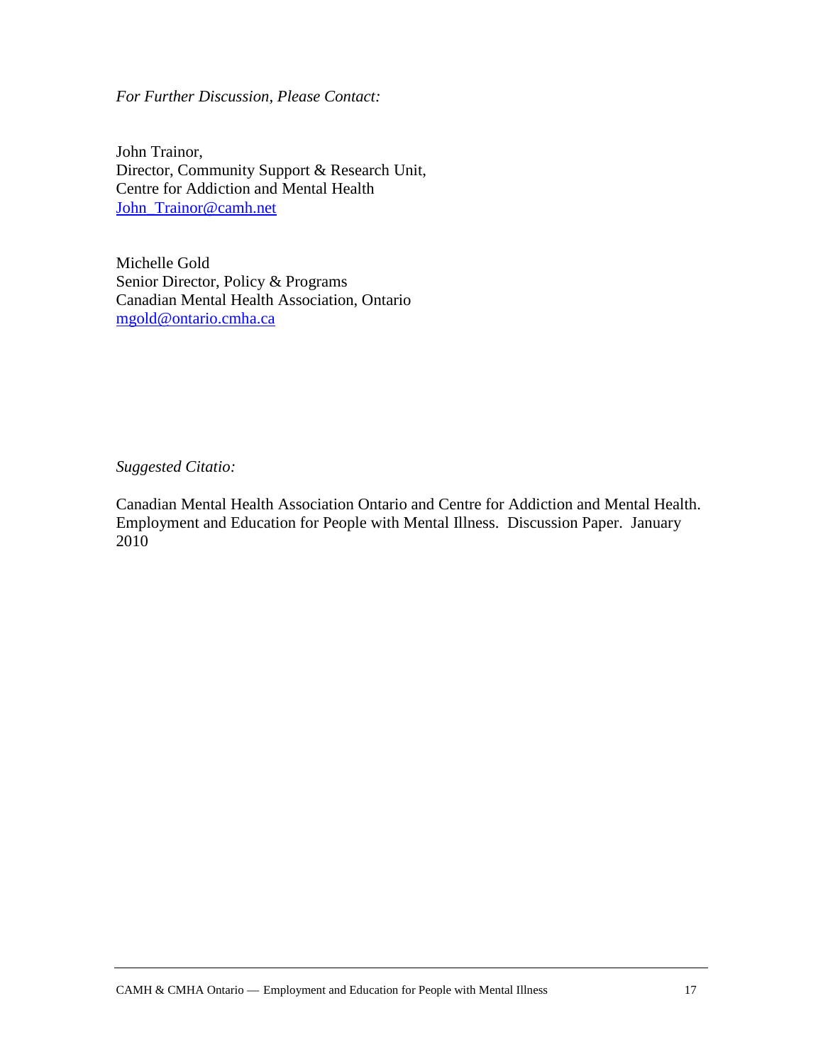*For Further Discussion, Please Contact:*

John Trainor,
Director, Community Support & Research Unit,
Centre for Addiction and Mental Health
John_Trainor@camh.net

Michelle Gold
Senior Director, Policy & Programs
Canadian Mental Health Association, Ontario
mgold@ontario.cmha.ca

*Suggested Citatio:*

Canadian Mental Health Association Ontario and Centre for Addiction and Mental Health. Employment and Education for People with Mental Illness. Discussion Paper. January 2010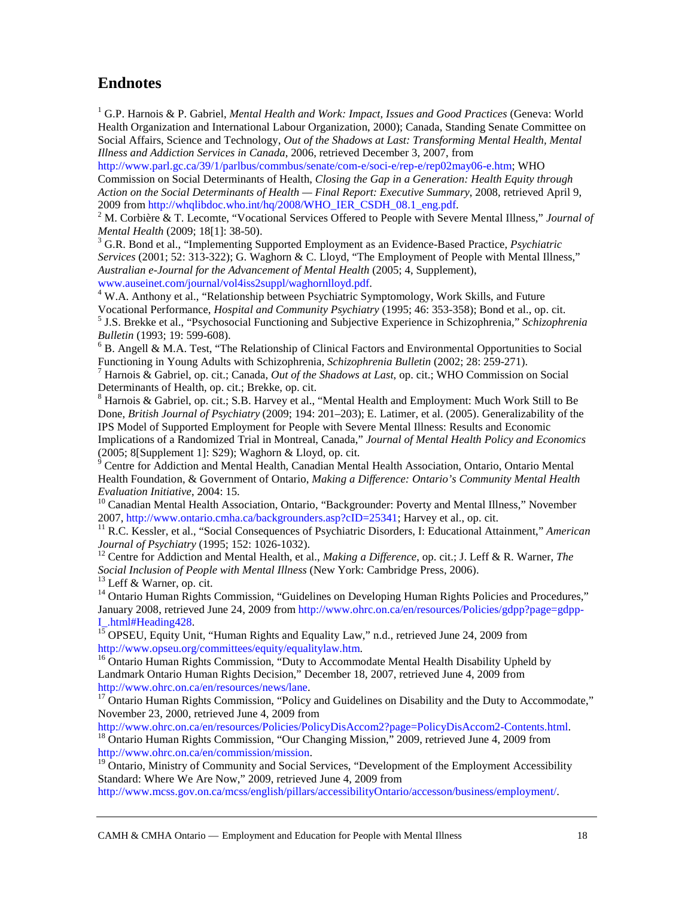## Endnotes

[1] G.P. Harnois & P. Gabriel, *Mental Health and Work: Impact, Issues and Good Practices* (Geneva: World Health Organization and International Labour Organization, 2000); Canada, Standing Senate Committee on Social Affairs, Science and Technology, *Out of the Shadows at Last: Transforming Mental Health, Mental Illness and Addiction Services in Canada*, 2006, retrieved December 3, 2007, from http://www.parl.gc.ca/39/1/parlbus/commbus/senate/com-e/soci-e/rep-e/rep02may06-e.htm; WHO Commission on Social Determinants of Health, *Closing the Gap in a Generation: Health Equity through Action on the Social Determinants of Health — Final Report: Executive Summary*, 2008, retrieved April 9, 2009 from http://whqlibdoc.who.int/hq/2008/WHO_IER_CSDH_08.1_eng.pdf.

[2] M. Corbière & T. Lecomte, "Vocational Services Offered to People with Severe Mental Illness," *Journal of Mental Health* (2009; 18[1]: 38-50).

[3] G.R. Bond et al., "Implementing Supported Employment as an Evidence-Based Practice, *Psychiatric Services* (2001; 52: 313-322); G. Waghorn & C. Lloyd, "The Employment of People with Mental Illness," *Australian e-Journal for the Advancement of Mental Health* (2005; 4, Supplement), www.auseinet.com/journal/vol4iss2suppl/waghornlloyd.pdf.

[4] W.A. Anthony et al., "Relationship between Psychiatric Symptomology, Work Skills, and Future Vocational Performance, *Hospital and Community Psychiatry* (1995; 46: 353-358); Bond et al., op. cit.

[5] J.S. Brekke et al., "Psychosocial Functioning and Subjective Experience in Schizophrenia," *Schizophrenia Bulletin* (1993; 19: 599-608).

[6] B. Angell & M.A. Test, "The Relationship of Clinical Factors and Environmental Opportunities to Social Functioning in Young Adults with Schizophrenia, *Schizophrenia Bulletin* (2002; 28: 259-271).

[7] Harnois & Gabriel, op. cit.; Canada, *Out of the Shadows at Last*, op. cit.; WHO Commission on Social Determinants of Health, op. cit.; Brekke, op. cit.

[8] Harnois & Gabriel, op. cit.; S.B. Harvey et al., "Mental Health and Employment: Much Work Still to Be Done, *British Journal of Psychiatry* (2009; 194: 201–203); E. Latimer, et al. (2005). Generalizability of the IPS Model of Supported Employment for People with Severe Mental Illness: Results and Economic Implications of a Randomized Trial in Montreal, Canada," *Journal of Mental Health Policy and Economics* (2005; 8[Supplement 1]: S29); Waghorn & Lloyd, op. cit.

[9] Centre for Addiction and Mental Health, Canadian Mental Health Association, Ontario, Ontario Mental Health Foundation, & Government of Ontario, *Making a Difference: Ontario's Community Mental Health Evaluation Initiative*, 2004: 15.

[10] Canadian Mental Health Association, Ontario, "Backgrounder: Poverty and Mental Illness," November 2007, http://www.ontario.cmha.ca/backgrounders.asp?cID=25341; Harvey et al., op. cit.

[11] R.C. Kessler, et al., "Social Consequences of Psychiatric Disorders, I: Educational Attainment," *American Journal of Psychiatry* (1995; 152: 1026-1032).

[12] Centre for Addiction and Mental Health, et al., *Making a Difference*, op. cit.; J. Leff & R. Warner, *The Social Inclusion of People with Mental Illness* (New York: Cambridge Press, 2006).

[13] Leff & Warner, op. cit.

[14] Ontario Human Rights Commission, "Guidelines on Developing Human Rights Policies and Procedures," January 2008, retrieved June 24, 2009 from http://www.ohrc.on.ca/en/resources/Policies/gdpp?page=gdpp-I_.html#Heading428.

[15] OPSEU, Equity Unit, "Human Rights and Equality Law," n.d., retrieved June 24, 2009 from http://www.opseu.org/committees/equity/equalitylaw.htm.

[16] Ontario Human Rights Commission, "Duty to Accommodate Mental Health Disability Upheld by Landmark Ontario Human Rights Decision," December 18, 2007, retrieved June 4, 2009 from http://www.ohrc.on.ca/en/resources/news/lane.

[17] Ontario Human Rights Commission, "Policy and Guidelines on Disability and the Duty to Accommodate," November 23, 2000, retrieved June 4, 2009 from http://www.ohrc.on.ca/en/resources/Policies/PolicyDisAccom2?page=PolicyDisAccom2-Contents.html.

[18] Ontario Human Rights Commission, "Our Changing Mission," 2009, retrieved June 4, 2009 from http://www.ohrc.on.ca/en/commission/mission.

[19] Ontario, Ministry of Community and Social Services, "Development of the Employment Accessibility Standard: Where We Are Now," 2009, retrieved June 4, 2009 from http://www.mcss.gov.on.ca/mcss/english/pillars/accessibilityOntario/accesson/business/employment/.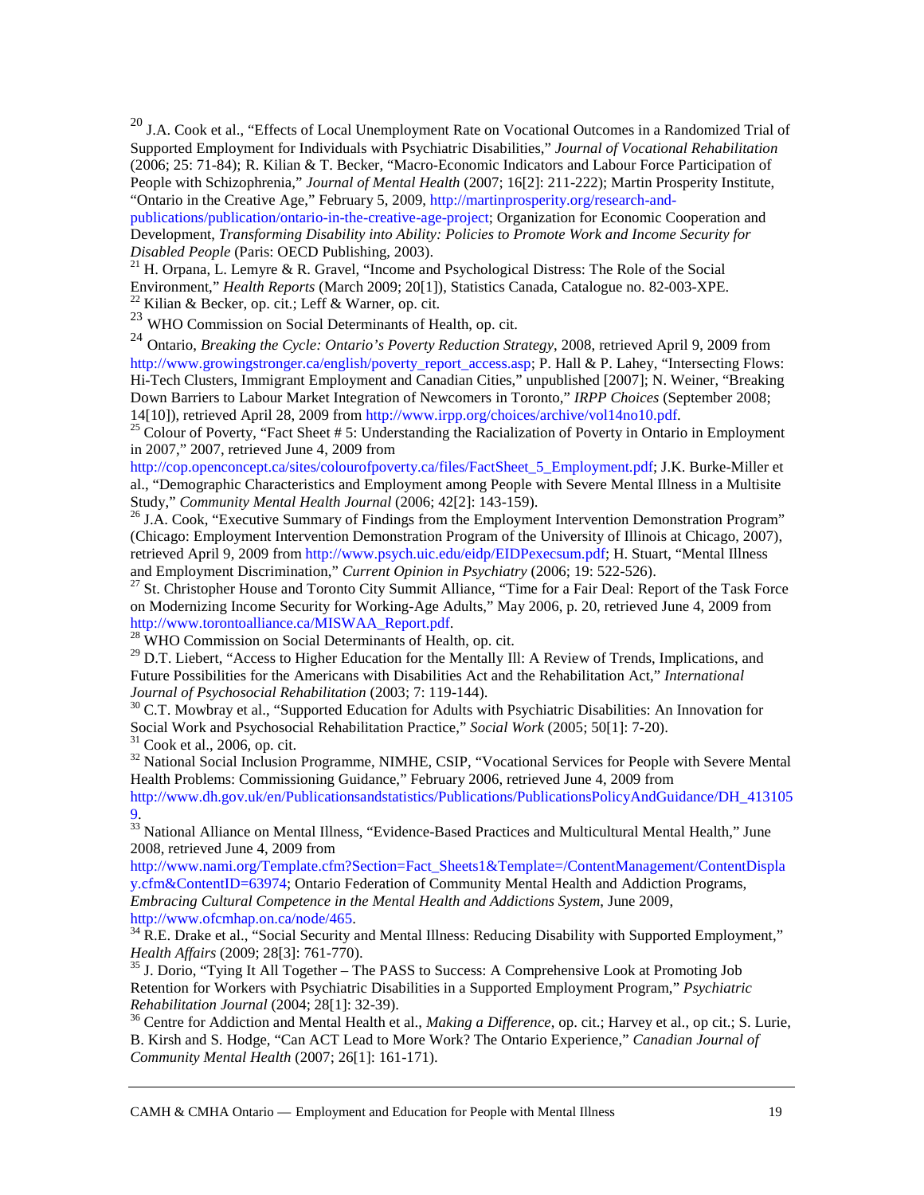[20] J.A. Cook et al., "Effects of Local Unemployment Rate on Vocational Outcomes in a Randomized Trial of Supported Employment for Individuals with Psychiatric Disabilities," *Journal of Vocational Rehabilitation* (2006; 25: 71-84); R. Kilian & T. Becker, "Macro-Economic Indicators and Labour Force Participation of People with Schizophrenia," *Journal of Mental Health* (2007; 16[2]: 211-222); Martin Prosperity Institute, "Ontario in the Creative Age," February 5, 2009, http://martinprosperity.org/research-and-publications/publication/ontario-in-the-creative-age-project; Organization for Economic Cooperation and Development, *Transforming Disability into Ability: Policies to Promote Work and Income Security for Disabled People* (Paris: OECD Publishing, 2003).

[21] H. Orpana, L. Lemyre & R. Gravel, "Income and Psychological Distress: The Role of the Social Environment," *Health Reports* (March 2009; 20[1]), Statistics Canada, Catalogue no. 82-003-XPE.

[22] Kilian & Becker, op. cit.; Leff & Warner, op. cit.

[23] WHO Commission on Social Determinants of Health, op. cit.

[24] Ontario, *Breaking the Cycle: Ontario's Poverty Reduction Strategy*, 2008, retrieved April 9, 2009 from http://www.growingstronger.ca/english/poverty_report_access.asp; P. Hall & P. Lahey, "Intersecting Flows: Hi-Tech Clusters, Immigrant Employment and Canadian Cities," unpublished [2007]; N. Weiner, "Breaking Down Barriers to Labour Market Integration of Newcomers in Toronto," *IRPP Choices* (September 2008; 14[10]), retrieved April 28, 2009 from http://www.irpp.org/choices/archive/vol14no10.pdf.

[25] Colour of Poverty, "Fact Sheet # 5: Understanding the Racialization of Poverty in Ontario in Employment in 2007," 2007, retrieved June 4, 2009 from http://cop.openconcept.ca/sites/colourofpoverty.ca/files/FactSheet_5_Employment.pdf; J.K. Burke-Miller et al., "Demographic Characteristics and Employment among People with Severe Mental Illness in a Multisite Study," *Community Mental Health Journal* (2006; 42[2]: 143-159).

[26] J.A. Cook, "Executive Summary of Findings from the Employment Intervention Demonstration Program" (Chicago: Employment Intervention Demonstration Program of the University of Illinois at Chicago, 2007), retrieved April 9, 2009 from http://www.psych.uic.edu/eidp/EIDPexecsum.pdf; H. Stuart, "Mental Illness and Employment Discrimination," *Current Opinion in Psychiatry* (2006; 19: 522-526).

[27] St. Christopher House and Toronto City Summit Alliance, "Time for a Fair Deal: Report of the Task Force on Modernizing Income Security for Working-Age Adults," May 2006, p. 20, retrieved June 4, 2009 from http://www.torontoalliance.ca/MISWAA_Report.pdf.

[28] WHO Commission on Social Determinants of Health, op. cit.

[29] D.T. Liebert, "Access to Higher Education for the Mentally Ill: A Review of Trends, Implications, and Future Possibilities for the Americans with Disabilities Act and the Rehabilitation Act," *International Journal of Psychosocial Rehabilitation* (2003; 7: 119-144).

[30] C.T. Mowbray et al., "Supported Education for Adults with Psychiatric Disabilities: An Innovation for Social Work and Psychosocial Rehabilitation Practice," *Social Work* (2005; 50[1]: 7-20).

[31] Cook et al., 2006, op. cit.

[32] National Social Inclusion Programme, NIMHE, CSIP, "Vocational Services for People with Severe Mental Health Problems: Commissioning Guidance," February 2006, retrieved June 4, 2009 from http://www.dh.gov.uk/en/Publicationsandstatistics/Publications/PublicationsPolicyAndGuidance/DH_4131059.

[33] National Alliance on Mental Illness, "Evidence-Based Practices and Multicultural Mental Health," June 2008, retrieved June 4, 2009 from http://www.nami.org/Template.cfm?Section=Fact_Sheets1&Template=/ContentManagement/ContentDisplay.cfm&ContentID=63974; Ontario Federation of Community Mental Health and Addiction Programs, *Embracing Cultural Competence in the Mental Health and Addictions System*, June 2009, http://www.ofcmhap.on.ca/node/465.

[34] R.E. Drake et al., "Social Security and Mental Illness: Reducing Disability with Supported Employment," *Health Affairs* (2009; 28[3]: 761-770).

[35] J. Dorio, "Tying It All Together – The PASS to Success: A Comprehensive Look at Promoting Job Retention for Workers with Psychiatric Disabilities in a Supported Employment Program," *Psychiatric Rehabilitation Journal* (2004; 28[1]: 32-39).

[36] Centre for Addiction and Mental Health et al., *Making a Difference*, op. cit.; Harvey et al., op cit.; S. Lurie, B. Kirsh and S. Hodge, "Can ACT Lead to More Work? The Ontario Experience," *Canadian Journal of Community Mental Health* (2007; 26[1]: 161-171).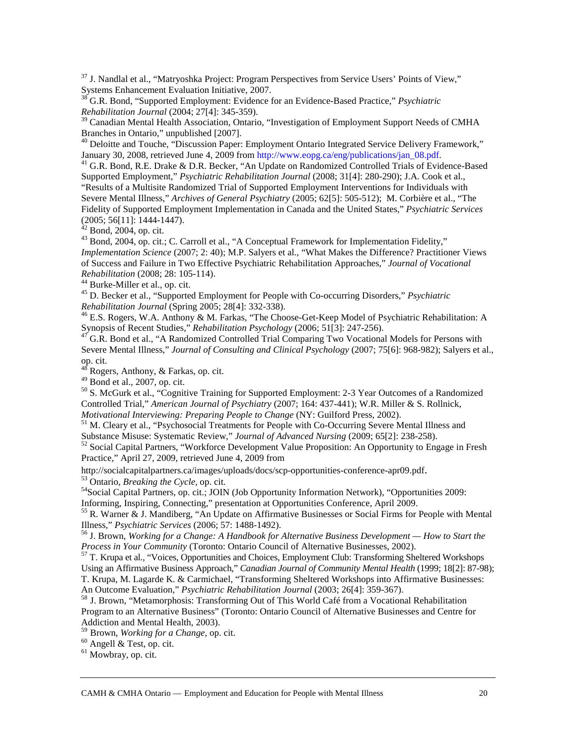[37] J. Nandlal et al., "Matryoshka Project: Program Perspectives from Service Users' Points of View," Systems Enhancement Evaluation Initiative, 2007.

[38] G.R. Bond, "Supported Employment: Evidence for an Evidence-Based Practice," *Psychiatric Rehabilitation Journal* (2004; 27[4]: 345-359).

[39] Canadian Mental Health Association, Ontario, "Investigation of Employment Support Needs of CMHA Branches in Ontario," unpublished [2007].

[40] Deloitte and Touche, "Discussion Paper: Employment Ontario Integrated Service Delivery Framework," January 30, 2008, retrieved June 4, 2009 from http://www.eopg.ca/eng/publications/jan_08.pdf.

[41] G.R. Bond, R.E. Drake & D.R. Becker, "An Update on Randomized Controlled Trials of Evidence-Based Supported Employment," *Psychiatric Rehabilitation Journal* (2008; 31[4]: 280-290); J.A. Cook et al., "Results of a Multisite Randomized Trial of Supported Employment Interventions for Individuals with Severe Mental Illness," *Archives of General Psychiatry* (2005; 62[5]: 505-512); M. Corbière et al., "The Fidelity of Supported Employment Implementation in Canada and the United States," *Psychiatric Services* (2005; 56[11]: 1444-1447).

[42] Bond, 2004, op. cit.

[43] Bond, 2004, op. cit.; C. Carroll et al., "A Conceptual Framework for Implementation Fidelity," *Implementation Science* (2007; 2: 40); M.P. Salyers et al., "What Makes the Difference? Practitioner Views of Success and Failure in Two Effective Psychiatric Rehabilitation Approaches," *Journal of Vocational Rehabilitation* (2008; 28: 105-114).

[44] Burke-Miller et al., op. cit.

[45] D. Becker et al., "Supported Employment for People with Co-occurring Disorders," *Psychiatric Rehabilitation Journal* (Spring 2005; 28[4]: 332-338).

[46] E.S. Rogers, W.A. Anthony & M. Farkas, "The Choose-Get-Keep Model of Psychiatric Rehabilitation: A Synopsis of Recent Studies," *Rehabilitation Psychology* (2006; 51[3]: 247-256).

[47] G.R. Bond et al., "A Randomized Controlled Trial Comparing Two Vocational Models for Persons with Severe Mental Illness," *Journal of Consulting and Clinical Psychology* (2007; 75[6]: 968-982); Salyers et al., op. cit.

[48] Rogers, Anthony, & Farkas, op. cit.

[49] Bond et al., 2007, op. cit.

[50] S. McGurk et al., "Cognitive Training for Supported Employment: 2-3 Year Outcomes of a Randomized Controlled Trial," *American Journal of Psychiatry* (2007; 164: 437-441); W.R. Miller & S. Rollnick, *Motivational Interviewing: Preparing People to Change* (NY: Guilford Press, 2002).

[51] M. Cleary et al., "Psychosocial Treatments for People with Co-Occurring Severe Mental Illness and Substance Misuse: Systematic Review," *Journal of Advanced Nursing* (2009; 65[2]: 238-258).

[52] Social Capital Partners, "Workforce Development Value Proposition: An Opportunity to Engage in Fresh Practice," April 27, 2009, retrieved June 4, 2009 from http://socialcapitalpartners.ca/images/uploads/docs/scp-opportunities-conference-apr09.pdf.

[53] Ontario, *Breaking the Cycle*, op. cit.

[54] Social Capital Partners, op. cit.; JOIN (Job Opportunity Information Network), "Opportunities 2009: Informing, Inspiring, Connecting," presentation at Opportunities Conference, April 2009.

[55] R. Warner & J. Mandiberg, "An Update on Affirmative Businesses or Social Firms for People with Mental Illness," *Psychiatric Services* (2006; 57: 1488-1492).

[56] J. Brown, *Working for a Change: A Handbook for Alternative Business Development — How to Start the Process in Your Community* (Toronto: Ontario Council of Alternative Businesses, 2002).

[57] T. Krupa et al., "Voices, Opportunities and Choices, Employment Club: Transforming Sheltered Workshops Using an Affirmative Business Approach," *Canadian Journal of Community Mental Health* (1999; 18[2]: 87-98); T. Krupa, M. Lagarde K. & Carmichael, "Transforming Sheltered Workshops into Affirmative Businesses: An Outcome Evaluation," *Psychiatric Rehabilitation Journal* (2003; 26[4]: 359-367).

[58] J. Brown, "Metamorphosis: Transforming Out of This World Café from a Vocational Rehabilitation Program to an Alternative Business" (Toronto: Ontario Council of Alternative Businesses and Centre for Addiction and Mental Health, 2003).

[59] Brown, *Working for a Change*, op. cit.

[60] Angell & Test, op. cit.

[61] Mowbray, op. cit.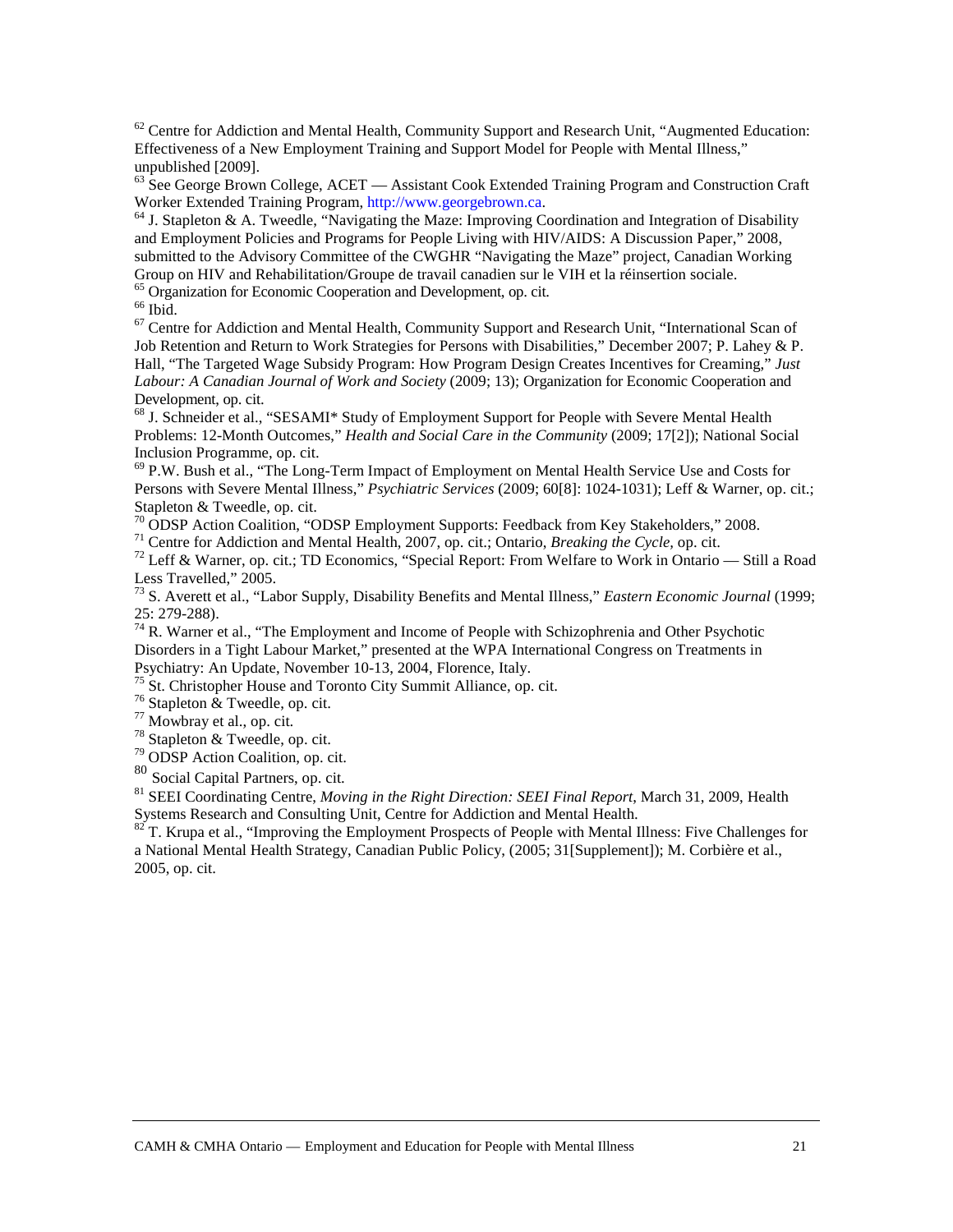[62] Centre for Addiction and Mental Health, Community Support and Research Unit, "Augmented Education: Effectiveness of a New Employment Training and Support Model for People with Mental Illness," unpublished [2009].

[63] See George Brown College, ACET — Assistant Cook Extended Training Program and Construction Craft Worker Extended Training Program, http://www.georgebrown.ca.

[64] J. Stapleton & A. Tweedle, "Navigating the Maze: Improving Coordination and Integration of Disability and Employment Policies and Programs for People Living with HIV/AIDS: A Discussion Paper," 2008, submitted to the Advisory Committee of the CWGHR "Navigating the Maze" project, Canadian Working Group on HIV and Rehabilitation/Groupe de travail canadien sur le VIH et la réinsertion sociale.

[65] Organization for Economic Cooperation and Development, op. cit.

[66] Ibid.

[67] Centre for Addiction and Mental Health, Community Support and Research Unit, "International Scan of Job Retention and Return to Work Strategies for Persons with Disabilities," December 2007; P. Lahey & P. Hall, "The Targeted Wage Subsidy Program: How Program Design Creates Incentives for Creaming," *Just Labour: A Canadian Journal of Work and Society* (2009; 13); Organization for Economic Cooperation and Development, op. cit.

[68] J. Schneider et al., "SESAMI* Study of Employment Support for People with Severe Mental Health Problems: 12-Month Outcomes," *Health and Social Care in the Community* (2009; 17[2]); National Social Inclusion Programme, op. cit.

[69] P.W. Bush et al., "The Long-Term Impact of Employment on Mental Health Service Use and Costs for Persons with Severe Mental Illness," *Psychiatric Services* (2009; 60[8]: 1024-1031); Leff & Warner, op. cit.; Stapleton & Tweedle, op. cit.

[70] ODSP Action Coalition, "ODSP Employment Supports: Feedback from Key Stakeholders," 2008.

[71] Centre for Addiction and Mental Health, 2007, op. cit.; Ontario, *Breaking the Cycle*, op. cit.

[72] Leff & Warner, op. cit.; TD Economics, "Special Report: From Welfare to Work in Ontario — Still a Road Less Travelled," 2005.

[73] S. Averett et al., "Labor Supply, Disability Benefits and Mental Illness," *Eastern Economic Journal* (1999; 25: 279-288).

[74] R. Warner et al., "The Employment and Income of People with Schizophrenia and Other Psychotic Disorders in a Tight Labour Market," presented at the WPA International Congress on Treatments in Psychiatry: An Update, November 10-13, 2004, Florence, Italy.

[75] St. Christopher House and Toronto City Summit Alliance, op. cit.

[76] Stapleton & Tweedle, op. cit.

[77] Mowbray et al., op. cit.

[78] Stapleton & Tweedle, op. cit.

[79] ODSP Action Coalition, op. cit.

[80] Social Capital Partners, op. cit.

[81] SEEI Coordinating Centre, *Moving in the Right Direction: SEEI Final Report*, March 31, 2009, Health Systems Research and Consulting Unit, Centre for Addiction and Mental Health.

[82] T. Krupa et al., "Improving the Employment Prospects of People with Mental Illness: Five Challenges for a National Mental Health Strategy, Canadian Public Policy, (2005; 31[Supplement]); M. Corbière et al., 2005, op. cit.